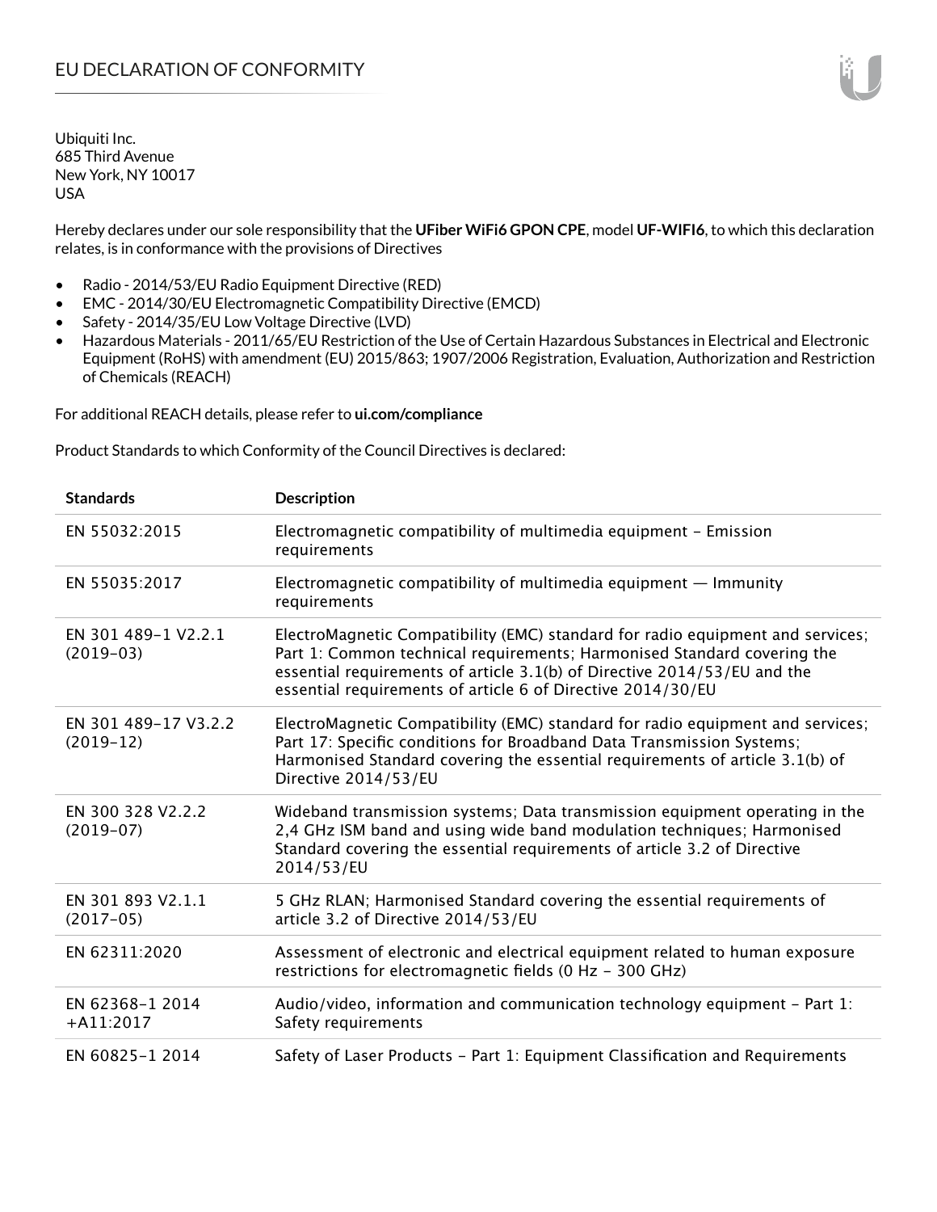# EU DECLARATION OF CONFORMITY

Ubiquiti Inc.
685 Third Avenue
New York, NY 10017
USA

Hereby declares under our sole responsibility that the **UFiber WiFi6 GPON CPE**, model **UF-WIFI6**, to which this declaration relates, is in conformance with the provisions of Directives

- Radio - 2014/53/EU Radio Equipment Directive (RED)
- EMC - 2014/30/EU Electromagnetic Compatibility Directive (EMCD)
- Safety - 2014/35/EU Low Voltage Directive (LVD)
- Hazardous Materials - 2011/65/EU Restriction of the Use of Certain Hazardous Substances in Electrical and Electronic Equipment (RoHS) with amendment (EU) 2015/863; 1907/2006 Registration, Evaluation, Authorization and Restriction of Chemicals (REACH)

For additional REACH details, please refer to **ui.com/compliance**

Product Standards to which Conformity of the Council Directives is declared:

| Standards | Description |
|---|---|
| EN 55032:2015 | Electromagnetic compatibility of multimedia equipment – Emission requirements |
| EN 55035:2017 | Electromagnetic compatibility of multimedia equipment — Immunity requirements |
| EN 301 489-1 V2.2.1 (2019-03) | ElectroMagnetic Compatibility (EMC) standard for radio equipment and services; Part 1: Common technical requirements; Harmonised Standard covering the essential requirements of article 3.1(b) of Directive 2014/53/EU and the essential requirements of article 6 of Directive 2014/30/EU |
| EN 301 489-17 V3.2.2 (2019-12) | ElectroMagnetic Compatibility (EMC) standard for radio equipment and services; Part 17: Specific conditions for Broadband Data Transmission Systems; Harmonised Standard covering the essential requirements of article 3.1(b) of Directive 2014/53/EU |
| EN 300 328 V2.2.2 (2019-07) | Wideband transmission systems; Data transmission equipment operating in the 2,4 GHz ISM band and using wide band modulation techniques; Harmonised Standard covering the essential requirements of article 3.2 of Directive 2014/53/EU |
| EN 301 893 V2.1.1 (2017-05) | 5 GHz RLAN; Harmonised Standard covering the essential requirements of article 3.2 of Directive 2014/53/EU |
| EN 62311:2020 | Assessment of electronic and electrical equipment related to human exposure restrictions for electromagnetic fields (0 Hz - 300 GHz) |
| EN 62368-1 2014 +A11:2017 | Audio/video, information and communication technology equipment - Part 1: Safety requirements |
| EN 60825-1 2014 | Safety of Laser Products - Part 1: Equipment Classification and Requirements |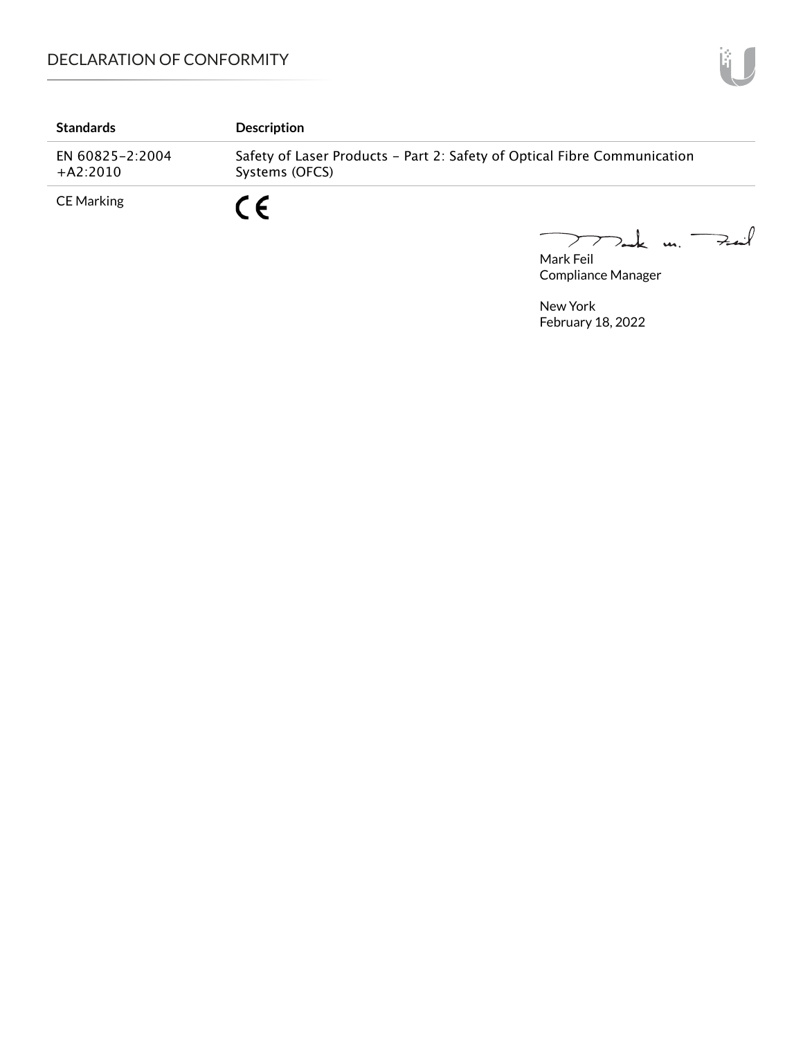| Standards | Description |
| --- | --- |
| EN 60825-2:2004 +A2:2010 | Safety of Laser Products - Part 2: Safety of Optical Fibre Communication Systems (OFCS) |
| CE Marking | CE |

Mark Feil
Compliance Manager

New York
February 18, 2022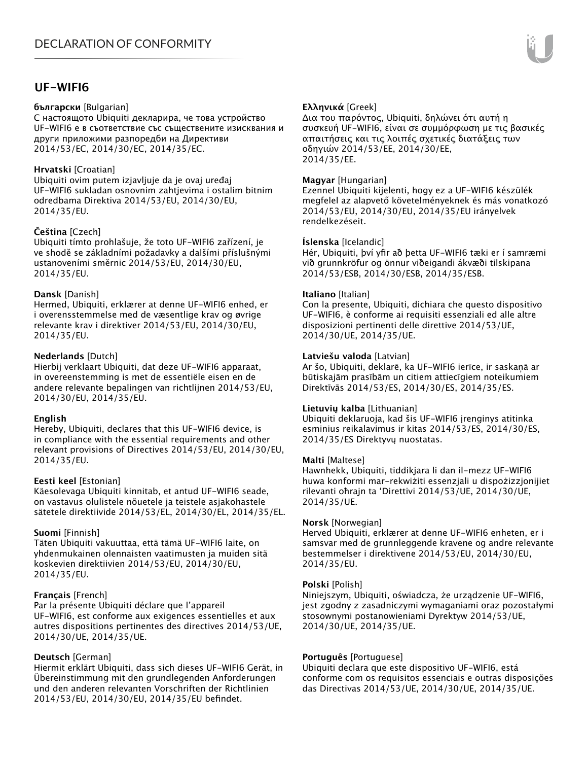# UF-WIFI6

**български** [Bulgarian]
С настоящото Ubiquiti декларира, че това устройство UF-WIFI6 е в съответствие със съществените изисквания и други приложими разпоредби на Директиви 2014/53/EC, 2014/30/EC, 2014/35/EC.

**Hrvatski** [Croatian]
Ubiquiti ovim putem izjavljuje da je ovaj uređaj UF-WIFI6 sukladan osnovnim zahtjevima i ostalim bitnim odredbama Direktiva 2014/53/EU, 2014/30/EU, 2014/35/EU.

**Čeština** [Czech]
Ubiquiti tímto prohlašuje, že toto UF-WIFI6 zařízení, je ve shodě se základními požadavky a dalšími příslušnými ustanoveními směrnic 2014/53/EU, 2014/30/EU, 2014/35/EU.

**Dansk** [Danish]
Hermed, Ubiquiti, erklærer at denne UF-WIFI6 enhed, er i overensstemmelse med de væsentlige krav og øvrige relevante krav i direktiver 2014/53/EU, 2014/30/EU, 2014/35/EU.

**Nederlands** [Dutch]
Hierbij verklaart Ubiquiti, dat deze UF-WIFI6 apparaat, in overeenstemming is met de essentiële eisen en de andere relevante bepalingen van richtlijnen 2014/53/EU, 2014/30/EU, 2014/35/EU.

**English**
Hereby, Ubiquiti, declares that this UF-WIFI6 device, is in compliance with the essential requirements and other relevant provisions of Directives 2014/53/EU, 2014/30/EU, 2014/35/EU.

**Eesti keel** [Estonian]
Käesolevaga Ubiquiti kinnitab, et antud UF-WIFI6 seade, on vastavus olulistele nõuetele ja teistele asjakohastele sätetele direktiivide 2014/53/EL, 2014/30/EL, 2014/35/EL.

**Suomi** [Finnish]
Täten Ubiquiti vakuuttaa, että tämä UF-WIFI6 laite, on yhdenmukainen olennaisten vaatimusten ja muiden sitä koskevien direktiivien 2014/53/EU, 2014/30/EU, 2014/35/EU.

**Français** [French]
Par la présente Ubiquiti déclare que l'appareil UF-WIFI6, est conforme aux exigences essentielles et aux autres dispositions pertinentes des directives 2014/53/UE, 2014/30/UE, 2014/35/UE.

**Deutsch** [German]
Hiermit erklärt Ubiquiti, dass sich dieses UF-WIFI6 Gerät, in Übereinstimmung mit den grundlegenden Anforderungen und den anderen relevanten Vorschriften der Richtlinien 2014/53/EU, 2014/30/EU, 2014/35/EU befindet.

**Ελληνικά** [Greek]
Δια του παρόντος, Ubiquiti, δηλώνει ότι αυτή η συσκευή UF-WIFI6, είναι σε συμμόρφωση με τις βασικές απαιτήσεις και τις λοιπές σχετικές διατάξεις των οδηγιών 2014/53/EE, 2014/30/EE, 2014/35/EE.

**Magyar** [Hungarian]
Ezennel Ubiquiti kijelenti, hogy ez a UF-WIFI6 készülék megfelel az alapvető követelményeknek és más vonatkozó 2014/53/EU, 2014/30/EU, 2014/35/EU irányelvek rendelkezéseit.

**Íslenska** [Icelandic]
Hér, Ubiquiti, því yfir að þetta UF-WIFI6 tæki er í samræmi við grunnkröfur og önnur viðeigandi ákvæði tilskipana 2014/53/ESB, 2014/30/ESB, 2014/35/ESB.

**Italiano** [Italian]
Con la presente, Ubiquiti, dichiara che questo dispositivo UF-WIFI6, è conforme ai requisiti essenziali ed alle altre disposizioni pertinenti delle direttive 2014/53/UE, 2014/30/UE, 2014/35/UE.

**Latviešu valoda** [Latvian]
Ar šo, Ubiquiti, deklarē, ka UF-WIFI6 ierīce, ir saskaņā ar būtiskajām prasībām un citiem attiecīgiem noteikumiem Direktīvās 2014/53/ES, 2014/30/ES, 2014/35/ES.

**Lietuvių kalba** [Lithuanian]
Ubiquiti deklaruoja, kad šis UF-WIFI6 įrenginys atitinka esminius reikalavimus ir kitas 2014/53/ES, 2014/30/ES, 2014/35/ES Direktyvų nuostatas.

**Malti** [Maltese]
Hawnhekk, Ubiquiti, tiddikjara li dan il-mezz UF-WIFI6 huwa konformi mar-rekwiżiti essenzjali u dispożizzjonijiet rilevanti oħrajn ta 'Direttivi 2014/53/UE, 2014/30/UE, 2014/35/UE.

**Norsk** [Norwegian]
Herved Ubiquiti, erklærer at denne UF-WIFI6 enheten, er i samsvar med de grunnleggende kravene og andre relevante bestemmelser i direktivene 2014/53/EU, 2014/30/EU, 2014/35/EU.

**Polski** [Polish]
Niniejszym, Ubiquiti, oświadcza, że urządzenie UF-WIFI6, jest zgodny z zasadniczymi wymaganiami oraz pozostałymi stosownymi postanowieniami Dyrektyw 2014/53/UE, 2014/30/UE, 2014/35/UE.

**Português** [Portuguese]
Ubiquiti declara que este dispositivo UF-WIFI6, está conforme com os requisitos essenciais e outras disposições das Directivas 2014/53/UE, 2014/30/UE, 2014/35/UE.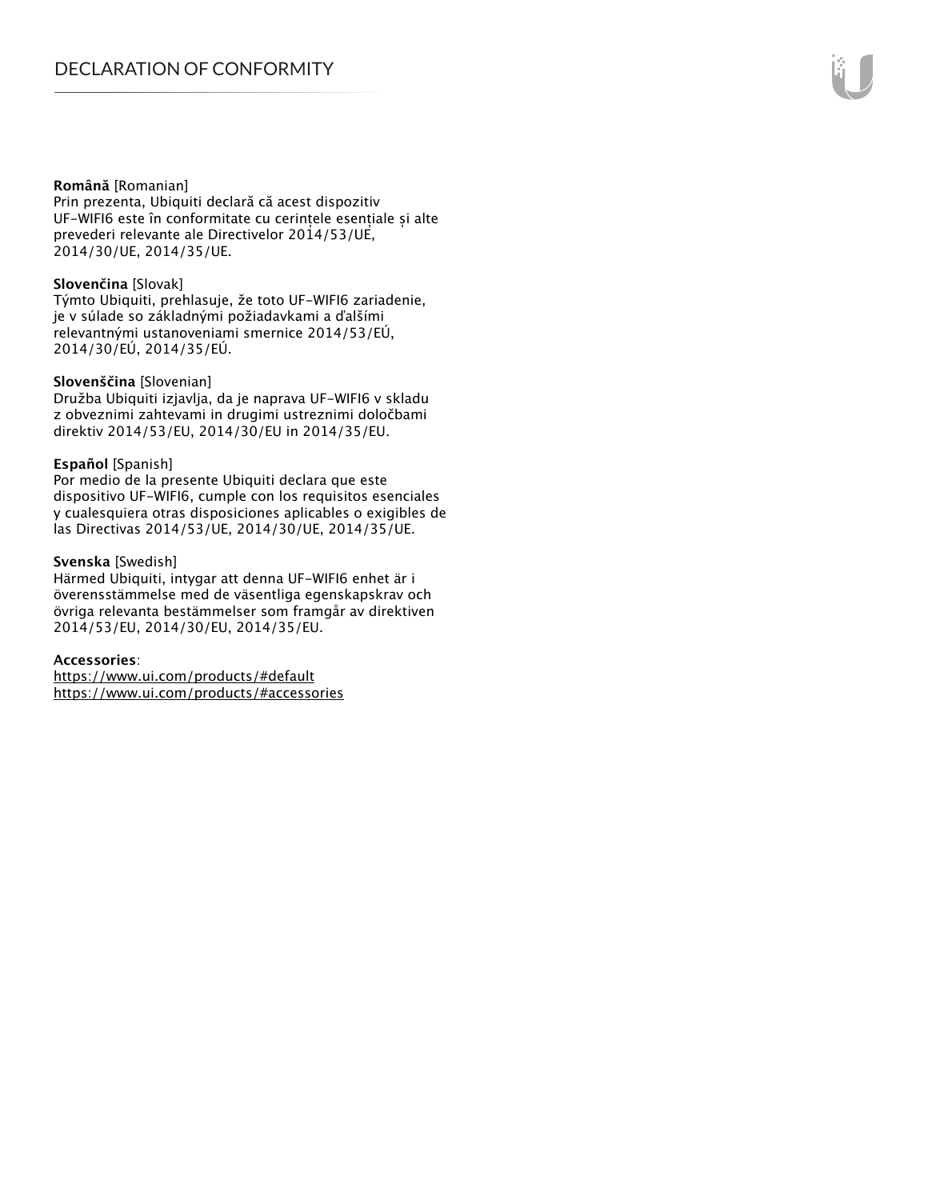**Română** [Romanian]
Prin prezenta, Ubiquiti declară că acest dispozitiv UF-WIFI6 este în conformitate cu cerințele esențiale și alte prevederi relevante ale Directivelor 2014/53/UE, 2014/30/UE, 2014/35/UE.

**Slovenčina** [Slovak]
Týmto Ubiquiti, prehlasuje, že toto UF-WIFI6 zariadenie, je v súlade so základnými požiadavkami a ďalšími relevantnými ustanoveniami smernice 2014/53/EÚ, 2014/30/EÚ, 2014/35/EÚ.

**Slovenščina** [Slovenian]
Družba Ubiquiti izjavlja, da je naprava UF-WIFI6 v skladu z obveznimi zahtevami in drugimi ustreznimi določbami direktiv 2014/53/EU, 2014/30/EU in 2014/35/EU.

**Español** [Spanish]
Por medio de la presente Ubiquiti declara que este dispositivo UF-WIFI6, cumple con los requisitos esenciales y cualesquiera otras disposiciones aplicables o exigibles de las Directivas 2014/53/UE, 2014/30/UE, 2014/35/UE.

**Svenska** [Swedish]
Härmed Ubiquiti, intygar att denna UF-WIFI6 enhet är i överensstämmelse med de väsentliga egenskapskrav och övriga relevanta bestämmelser som framgår av direktiven 2014/53/EU, 2014/30/EU, 2014/35/EU.

**Accessories**:
https://www.ui.com/products/#default
https://www.ui.com/products/#accessories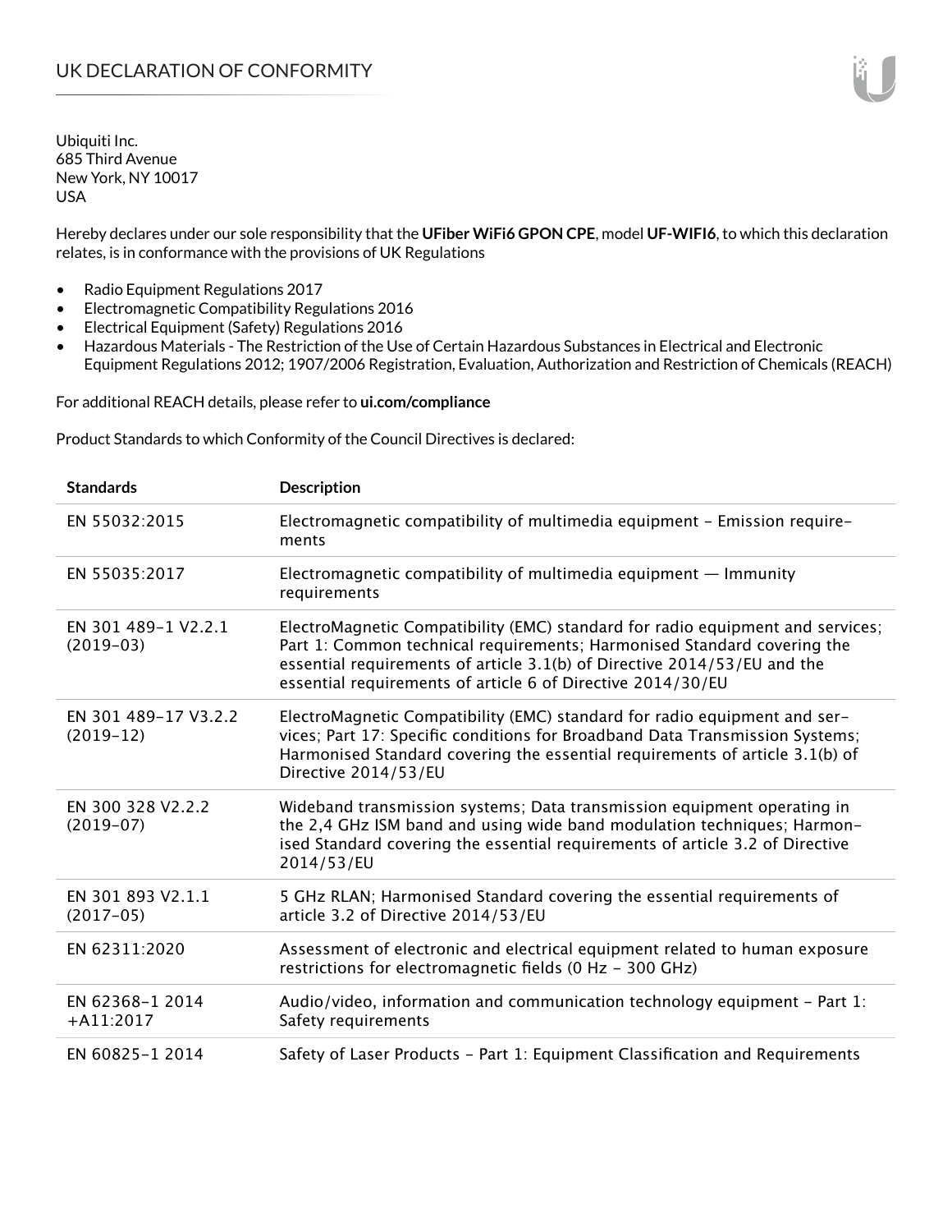# UK DECLARATION OF CONFORMITY

Ubiquiti Inc.
685 Third Avenue
New York, NY 10017
USA

Hereby declares under our sole responsibility that the **UFiber WiFi6 GPON CPE**, model **UF-WIFI6**, to which this declaration relates, is in conformance with the provisions of UK Regulations

- Radio Equipment Regulations 2017
- Electromagnetic Compatibility Regulations 2016
- Electrical Equipment (Safety) Regulations 2016
- Hazardous Materials - The Restriction of the Use of Certain Hazardous Substances in Electrical and Electronic Equipment Regulations 2012; 1907/2006 Registration, Evaluation, Authorization and Restriction of Chemicals (REACH)

For additional REACH details, please refer to **ui.com/compliance**

Product Standards to which Conformity of the Council Directives is declared:

| Standards | Description |
|---|---|
| EN 55032:2015 | Electromagnetic compatibility of multimedia equipment - Emission requirements |
| EN 55035:2017 | Electromagnetic compatibility of multimedia equipment — Immunity requirements |
| EN 301 489-1 V2.2.1 (2019-03) | ElectroMagnetic Compatibility (EMC) standard for radio equipment and services; Part 1: Common technical requirements; Harmonised Standard covering the essential requirements of article 3.1(b) of Directive 2014/53/EU and the essential requirements of article 6 of Directive 2014/30/EU |
| EN 301 489-17 V3.2.2 (2019-12) | ElectroMagnetic Compatibility (EMC) standard for radio equipment and services; Part 17: Specific conditions for Broadband Data Transmission Systems; Harmonised Standard covering the essential requirements of article 3.1(b) of Directive 2014/53/EU |
| EN 300 328 V2.2.2 (2019-07) | Wideband transmission systems; Data transmission equipment operating in the 2,4 GHz ISM band and using wide band modulation techniques; Harmonised Standard covering the essential requirements of article 3.2 of Directive 2014/53/EU |
| EN 301 893 V2.1.1 (2017-05) | 5 GHz RLAN; Harmonised Standard covering the essential requirements of article 3.2 of Directive 2014/53/EU |
| EN 62311:2020 | Assessment of electronic and electrical equipment related to human exposure restrictions for electromagnetic fields (0 Hz - 300 GHz) |
| EN 62368-1 2014 +A11:2017 | Audio/video, information and communication technology equipment - Part 1: Safety requirements |
| EN 60825-1 2014 | Safety of Laser Products - Part 1: Equipment Classification and Requirements |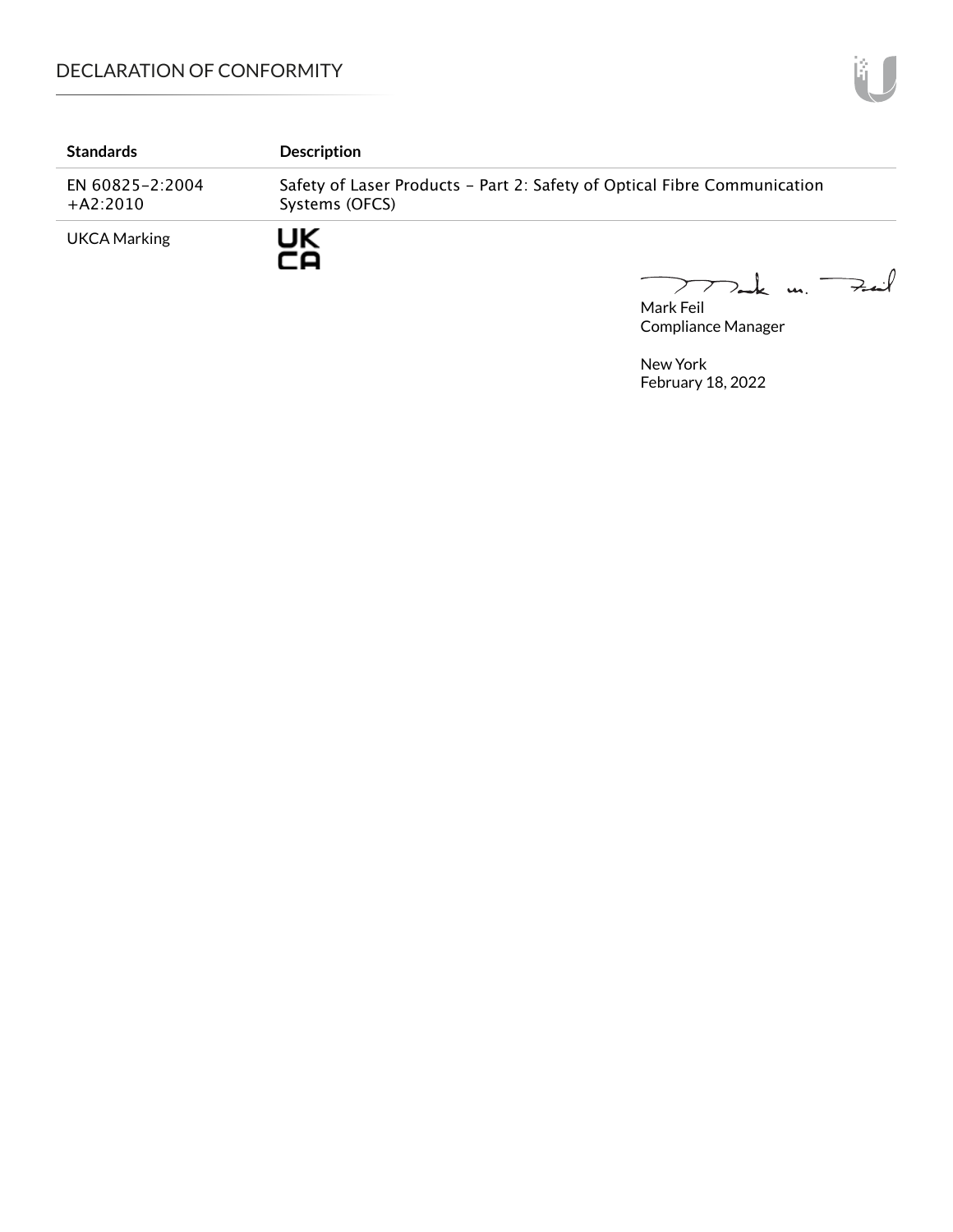| Standards | Description |
| --- | --- |
| EN 60825-2:2004 +A2:2010 | Safety of Laser Products - Part 2: Safety of Optical Fibre Communication Systems (OFCS) |
| UKCA Marking | UK CA |

Mark Feil
Compliance Manager

New York
February 18, 2022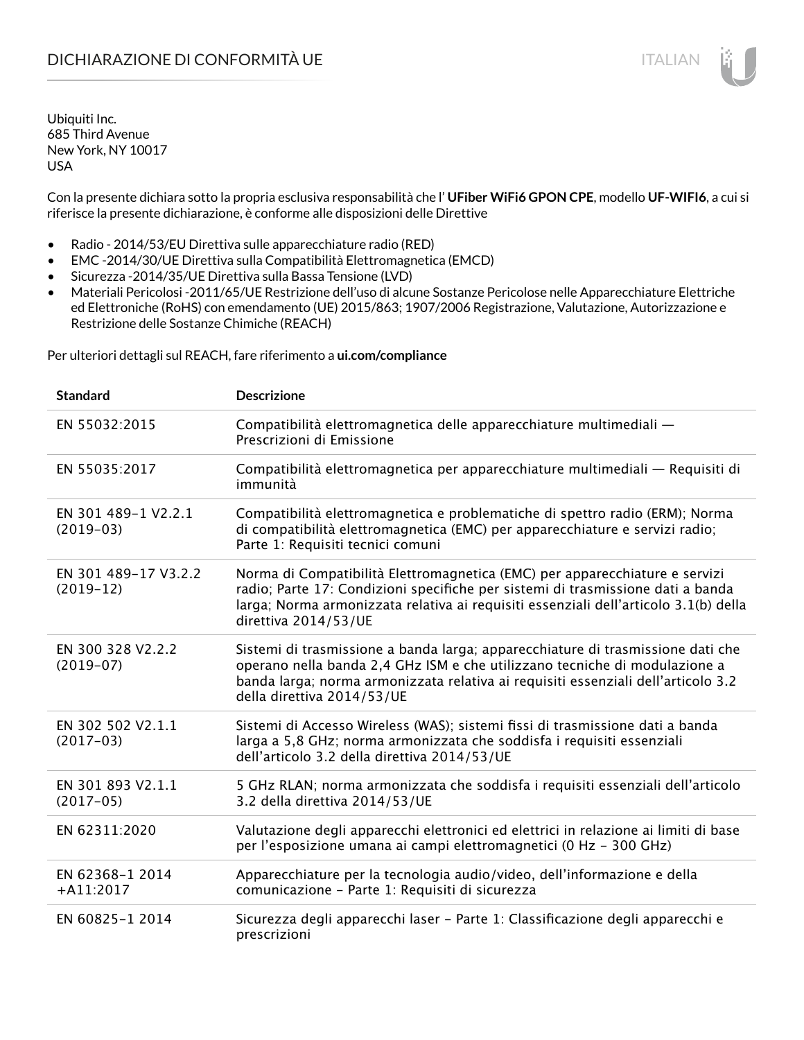# DICHIARAZIONE DI CONFORMITÀ UE

Ubiquiti Inc.
685 Third Avenue
New York, NY 10017
USA

Con la presente dichiara sotto la propria esclusiva responsabilità che l' **UFiber WiFi6 GPON CPE**, modello **UF-WIFI6**, a cui si riferisce la presente dichiarazione, è conforme alle disposizioni delle Direttive

- Radio - 2014/53/EU Direttiva sulle apparecchiature radio (RED)
- EMC -2014/30/UE Direttiva sulla Compatibilità Elettromagnetica (EMCD)
- Sicurezza -2014/35/UE Direttiva sulla Bassa Tensione (LVD)
- Materiali Pericolosi -2011/65/UE Restrizione dell'uso di alcune Sostanze Pericolose nelle Apparecchiature Elettriche ed Elettroniche (RoHS) con emendamento (UE) 2015/863; 1907/2006 Registrazione, Valutazione, Autorizzazione e Restrizione delle Sostanze Chimiche (REACH)

Per ulteriori dettagli sul REACH, fare riferimento a **ui.com/compliance**

| Standard | Descrizione |
|---|---|
| EN 55032:2015 | Compatibilità elettromagnetica delle apparecchiature multimediali — Prescrizioni di Emissione |
| EN 55035:2017 | Compatibilità elettromagnetica per apparecchiature multimediali — Requisiti di immunità |
| EN 301 489-1 V2.2.1 (2019-03) | Compatibilità elettromagnetica e problematiche di spettro radio (ERM); Norma di compatibilità elettromagnetica (EMC) per apparecchiature e servizi radio; Parte 1: Requisiti tecnici comuni |
| EN 301 489-17 V3.2.2 (2019-12) | Norma di Compatibilità Elettromagnetica (EMC) per apparecchiature e servizi radio; Parte 17: Condizioni specifiche per sistemi di trasmissione dati a banda larga; Norma armonizzata relativa ai requisiti essenziali dell'articolo 3.1(b) della direttiva 2014/53/UE |
| EN 300 328 V2.2.2 (2019-07) | Sistemi di trasmissione a banda larga; apparecchiature di trasmissione dati che operano nella banda 2,4 GHz ISM e che utilizzano tecniche di modulazione a banda larga; norma armonizzata relativa ai requisiti essenziali dell'articolo 3.2 della direttiva 2014/53/UE |
| EN 302 502 V2.1.1 (2017-03) | Sistemi di Accesso Wireless (WAS); sistemi fissi di trasmissione dati a banda larga a 5,8 GHz; norma armonizzata che soddisfa i requisiti essenziali dell'articolo 3.2 della direttiva 2014/53/UE |
| EN 301 893 V2.1.1 (2017-05) | 5 GHz RLAN; norma armonizzata che soddisfa i requisiti essenziali dell'articolo 3.2 della direttiva 2014/53/UE |
| EN 62311:2020 | Valutazione degli apparecchi elettronici ed elettrici in relazione ai limiti di base per l'esposizione umana ai campi elettromagnetici (0 Hz - 300 GHz) |
| EN 62368-1 2014 +A11:2017 | Apparecchiature per la tecnologia audio/video, dell'informazione e della comunicazione - Parte 1: Requisiti di sicurezza |
| EN 60825-1 2014 | Sicurezza degli apparecchi laser - Parte 1: Classificazione degli apparecchi e prescrizioni |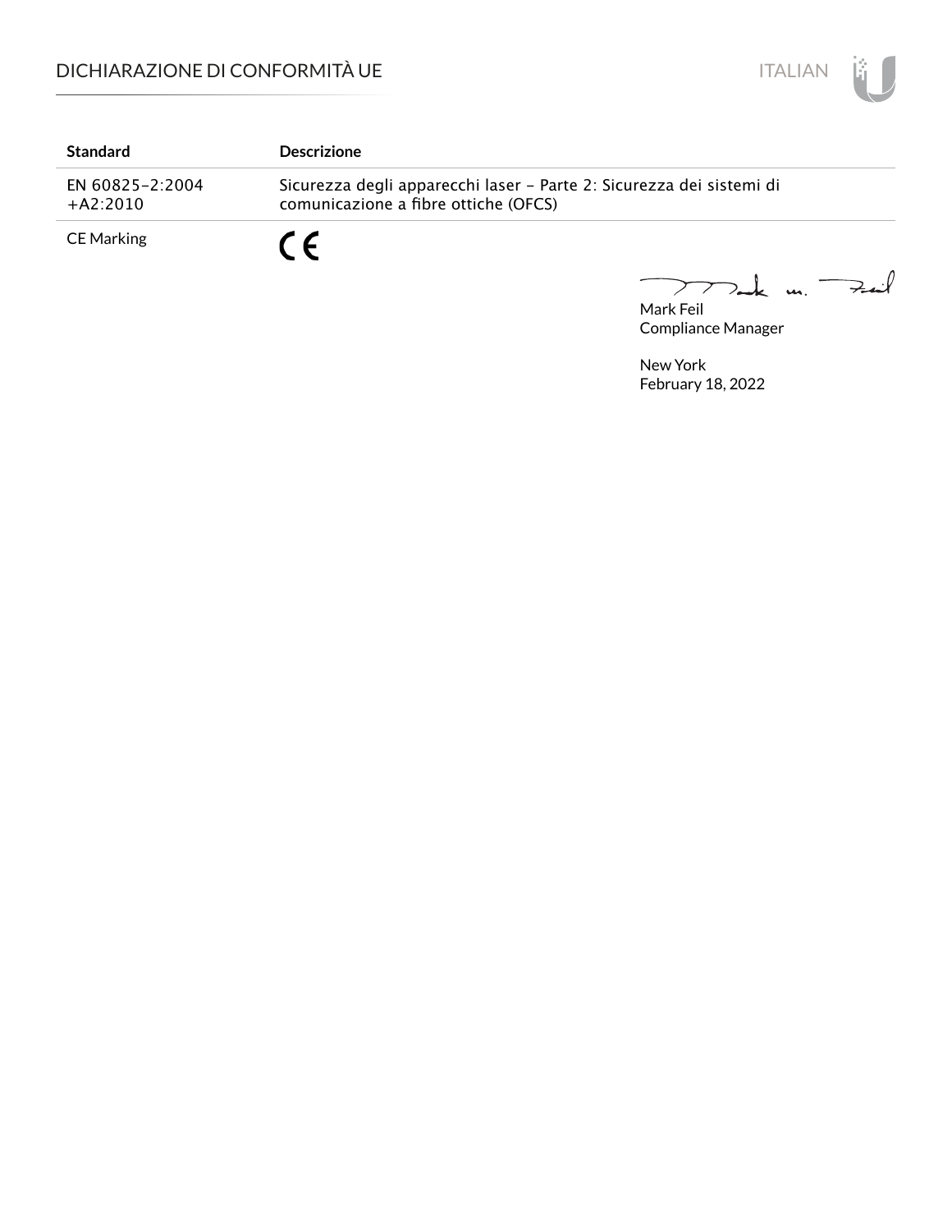| Standard | Descrizione |
| --- | --- |
| EN 60825-2:2004 +A2:2010 | Sicurezza degli apparecchi laser - Parte 2: Sicurezza dei sistemi di comunicazione a fibre ottiche (OFCS) |
| CE Marking | CE |

Mark Feil
Compliance Manager

New York
February 18, 2022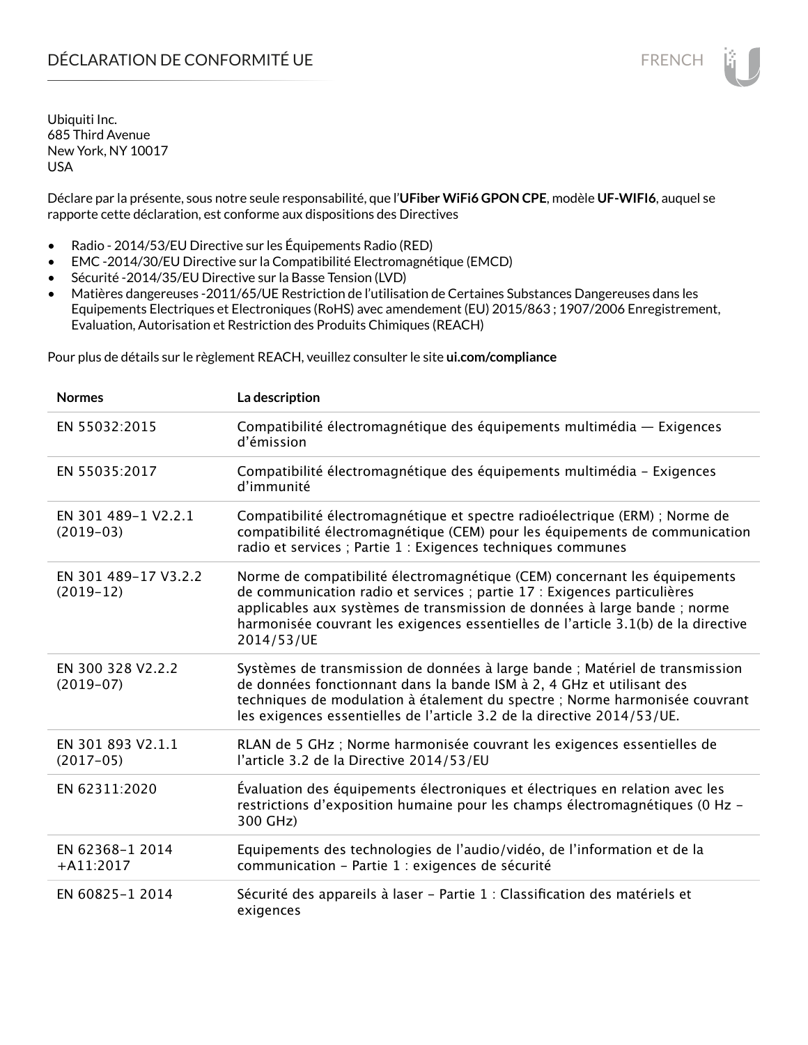# DÉCLARATION DE CONFORMITÉ UE

Ubiquiti Inc.
685 Third Avenue
New York, NY 10017
USA

Déclare par la présente, sous notre seule responsabilité, que l'**UFiber WiFi6 GPON CPE**, modèle **UF-WIFI6**, auquel se rapporte cette déclaration, est conforme aux dispositions des Directives

- Radio - 2014/53/EU Directive sur les Équipements Radio (RED)
- EMC -2014/30/EU Directive sur la Compatibilité Electromagnétique (EMCD)
- Sécurité -2014/35/EU Directive sur la Basse Tension (LVD)
- Matières dangereuses -2011/65/UE Restriction de l'utilisation de Certaines Substances Dangereuses dans les Equipements Electriques et Electroniques (RoHS) avec amendement (EU) 2015/863 ; 1907/2006 Enregistrement, Evaluation, Autorisation et Restriction des Produits Chimiques (REACH)

Pour plus de détails sur le règlement REACH, veuillez consulter le site **ui.com/compliance**

| Normes | La description |
|---|---|
| EN 55032:2015 | Compatibilité électromagnétique des équipements multimédia — Exigences d'émission |
| EN 55035:2017 | Compatibilité électromagnétique des équipements multimédia – Exigences d'immunité |
| EN 301 489-1 V2.2.1 (2019-03) | Compatibilité électromagnétique et spectre radioélectrique (ERM) ; Norme de compatibilité électromagnétique (CEM) pour les équipements de communication radio et services ; Partie 1 : Exigences techniques communes |
| EN 301 489-17 V3.2.2 (2019-12) | Norme de compatibilité électromagnétique (CEM) concernant les équipements de communication radio et services ; partie 17 : Exigences particulières applicables aux systèmes de transmission de données à large bande ; norme harmonisée couvrant les exigences essentielles de l'article 3.1(b) de la directive 2014/53/UE |
| EN 300 328 V2.2.2 (2019-07) | Systèmes de transmission de données à large bande ; Matériel de transmission de données fonctionnant dans la bande ISM à 2, 4 GHz et utilisant des techniques de modulation à étalement du spectre ; Norme harmonisée couvrant les exigences essentielles de l'article 3.2 de la directive 2014/53/UE. |
| EN 301 893 V2.1.1 (2017-05) | RLAN de 5 GHz ; Norme harmonisée couvrant les exigences essentielles de l'article 3.2 de la Directive 2014/53/EU |
| EN 62311:2020 | Évaluation des équipements électroniques et électriques en relation avec les restrictions d'exposition humaine pour les champs électromagnétiques (0 Hz – 300 GHz) |
| EN 62368-1 2014 +A11:2017 | Equipements des technologies de l'audio/vidéo, de l'information et de la communication – Partie 1 : exigences de sécurité |
| EN 60825-1 2014 | Sécurité des appareils à laser – Partie 1 : Classification des matériels et exigences |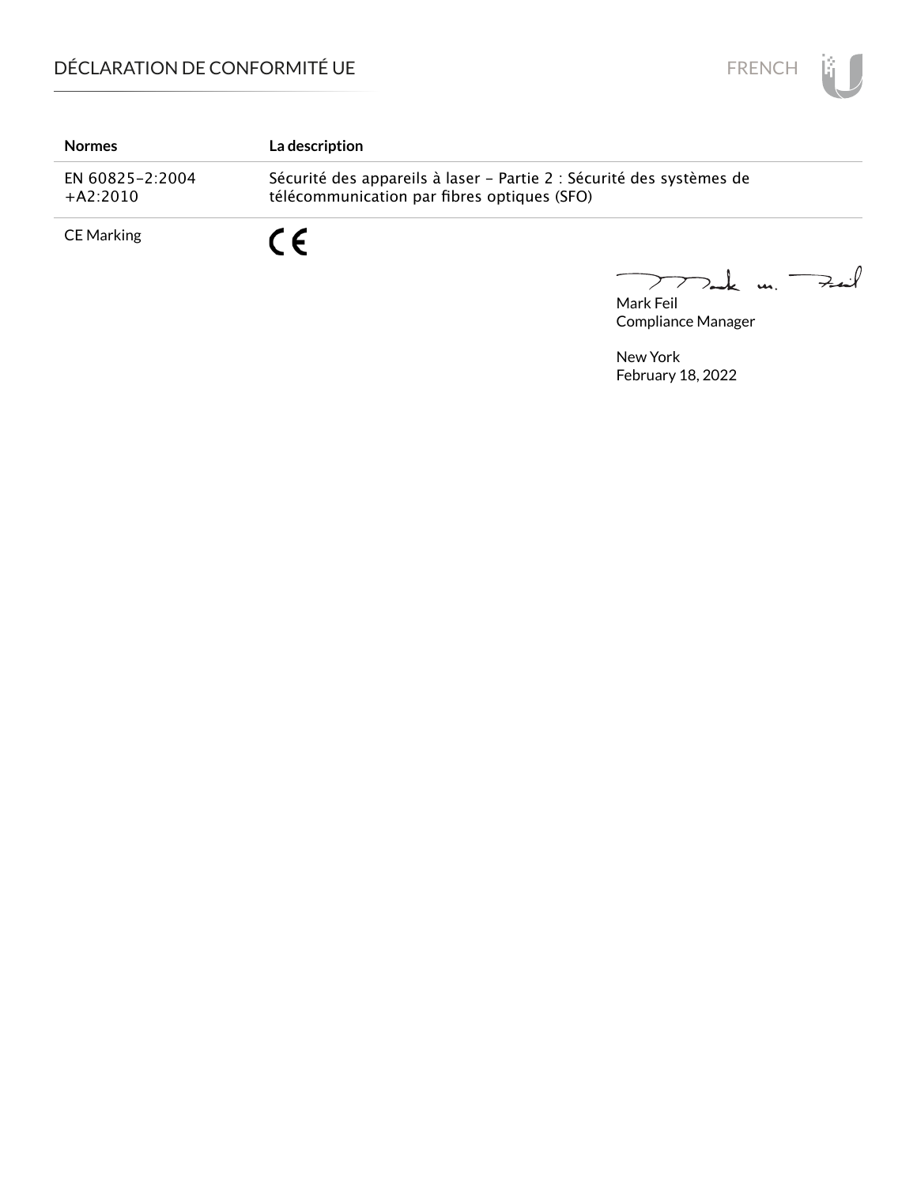| Normes | La description |
| --- | --- |
| EN 60825-2:2004 +A2:2010 | Sécurité des appareils à laser - Partie 2 : Sécurité des systèmes de télécommunication par fibres optiques (SFO) |
| CE Marking | CE |

Mark Feil
Compliance Manager

New York
February 18, 2022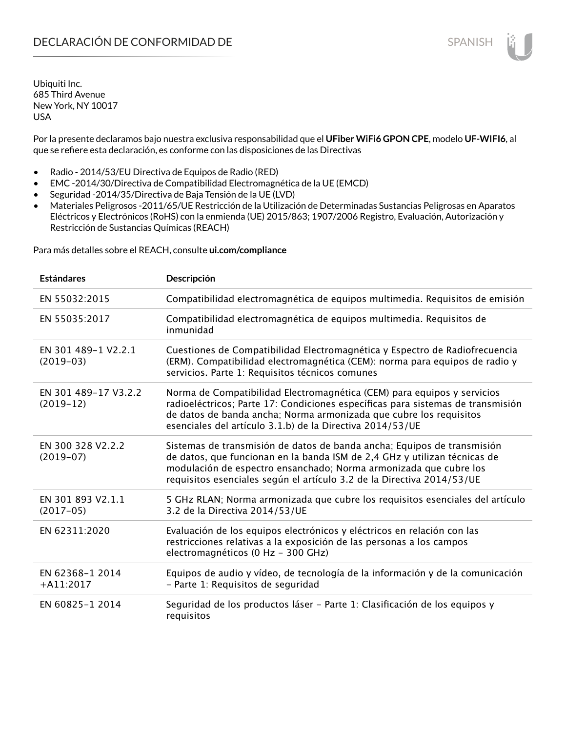# DECLARACIÓN DE CONFORMIDAD DE

Ubiquiti Inc.
685 Third Avenue
New York, NY 10017
USA

Por la presente declaramos bajo nuestra exclusiva responsabilidad que el **UFiber WiFi6 GPON CPE**, modelo **UF-WIFI6**, al que se refiere esta declaración, es conforme con las disposiciones de las Directivas

- Radio - 2014/53/EU Directiva de Equipos de Radio (RED)
- EMC -2014/30/Directiva de Compatibilidad Electromagnética de la UE (EMCD)
- Seguridad -2014/35/Directiva de Baja Tensión de la UE (LVD)
- Materiales Peligrosos -2011/65/UE Restricción de la Utilización de Determinadas Sustancias Peligrosas en Aparatos Eléctricos y Electrónicos (RoHS) con la enmienda (UE) 2015/863; 1907/2006 Registro, Evaluación, Autorización y Restricción de Sustancias Químicas (REACH)

Para más detalles sobre el REACH, consulte **ui.com/compliance**

| Estándares | Descripción |
|---|---|
| EN 55032:2015 | Compatibilidad electromagnética de equipos multimedia. Requisitos de emisión |
| EN 55035:2017 | Compatibilidad electromagnética de equipos multimedia. Requisitos de inmunidad |
| EN 301 489-1 V2.2.1 (2019-03) | Cuestiones de Compatibilidad Electromagnética y Espectro de Radiofrecuencia (ERM). Compatibilidad electromagnética (CEM): norma para equipos de radio y servicios. Parte 1: Requisitos técnicos comunes |
| EN 301 489-17 V3.2.2 (2019-12) | Norma de Compatibilidad Electromagnética (CEM) para equipos y servicios radioeléctricos; Parte 17: Condiciones específicas para sistemas de transmisión de datos de banda ancha; Norma armonizada que cubre los requisitos esenciales del artículo 3.1.b) de la Directiva 2014/53/UE |
| EN 300 328 V2.2.2 (2019-07) | Sistemas de transmisión de datos de banda ancha; Equipos de transmisión de datos, que funcionan en la banda ISM de 2,4 GHz y utilizan técnicas de modulación de espectro ensanchado; Norma armonizada que cubre los requisitos esenciales según el artículo 3.2 de la Directiva 2014/53/UE |
| EN 301 893 V2.1.1 (2017-05) | 5 GHz RLAN; Norma armonizada que cubre los requisitos esenciales del artículo 3.2 de la Directiva 2014/53/UE |
| EN 62311:2020 | Evaluación de los equipos electrónicos y eléctricos en relación con las restricciones relativas a la exposición de las personas a los campos electromagnéticos (0 Hz - 300 GHz) |
| EN 62368-1 2014 +A11:2017 | Equipos de audio y vídeo, de tecnología de la información y de la comunicación - Parte 1: Requisitos de seguridad |
| EN 60825-1 2014 | Seguridad de los productos láser - Parte 1: Clasificación de los equipos y requisitos |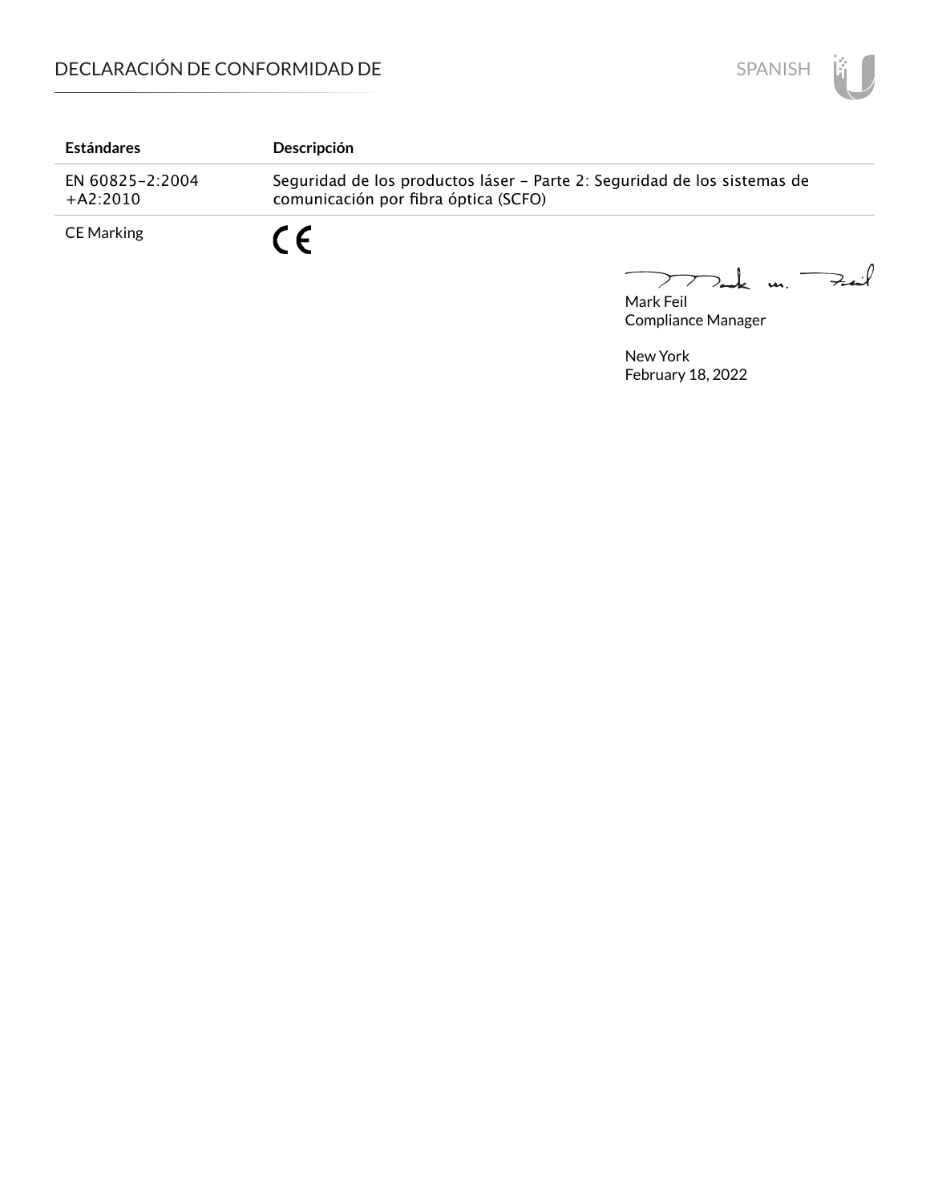# DECLARACIÓN DE CONFORMIDAD DE

| Estándares | Descripción |
|---|---|
| EN 60825-2:2004 +A2:2010 | Seguridad de los productos láser - Parte 2: Seguridad de los sistemas de comunicación por fibra óptica (SCFO) |
| CE Marking | CE |

Mark Feil
Compliance Manager

New York
February 18, 2022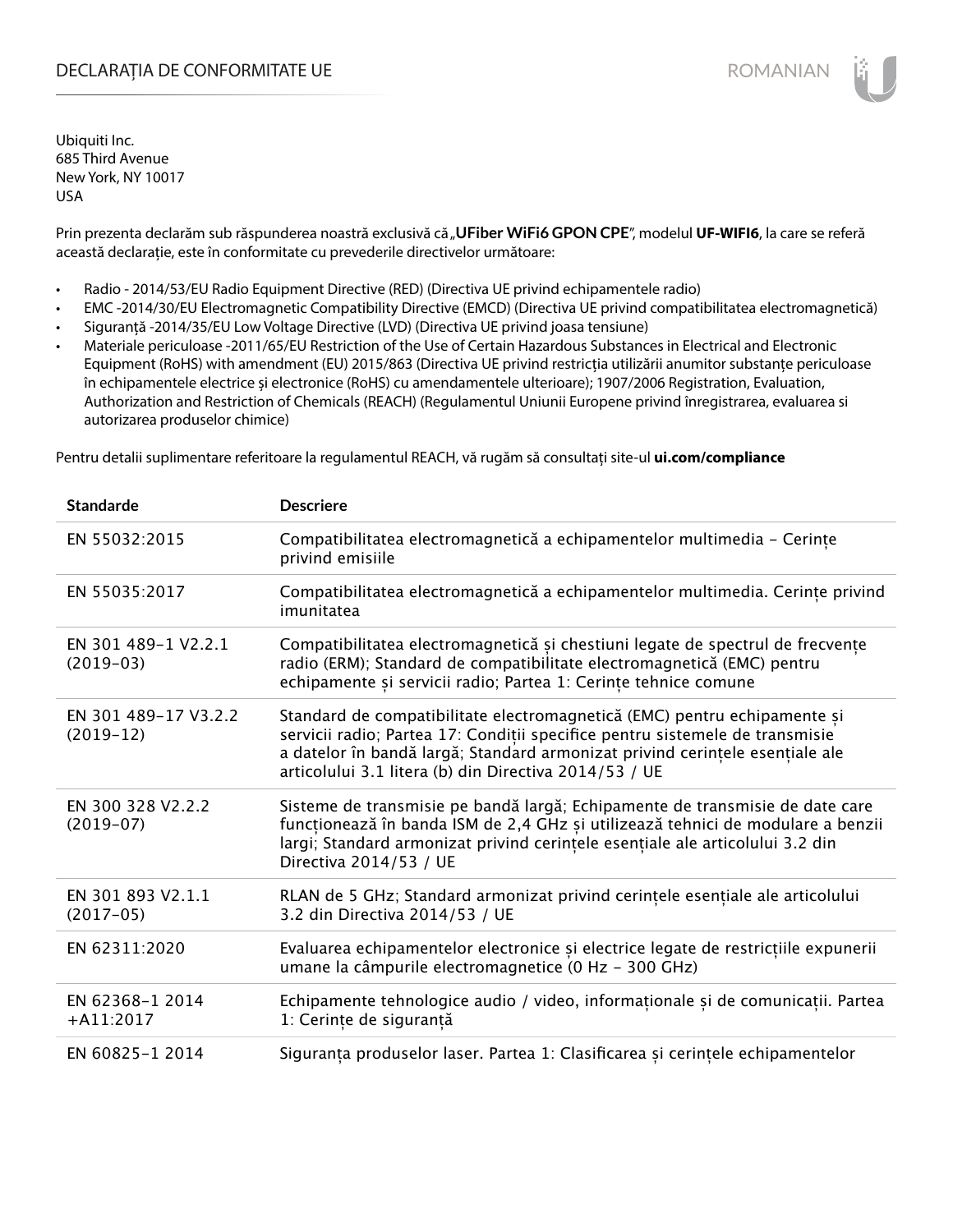# DECLARAȚIA DE CONFORMITATE UE

Ubiquiti Inc.
685 Third Avenue
New York, NY 10017
USA

Prin prezenta declarăm sub răspunderea noastră exclusivă că „**UFiber WiFi6 GPON CPE**", modelul **UF-WIFI6**, la care se referă această declarație, este în conformitate cu prevederile directivelor următoare:

- Radio - 2014/53/EU Radio Equipment Directive (RED) (Directiva UE privind echipamentele radio)
- EMC -2014/30/EU Electromagnetic Compatibility Directive (EMCD) (Directiva UE privind compatibilitatea electromagnetică)
- Siguranță -2014/35/EU Low Voltage Directive (LVD) (Directiva UE privind joasa tensiune)
- Materiale periculoase -2011/65/EU Restriction of the Use of Certain Hazardous Substances in Electrical and Electronic Equipment (RoHS) with amendment (EU) 2015/863 (Directiva UE privind restricția utilizării anumitor substanțe periculoase în echipamentele electrice și electronice (RoHS) cu amendamentele ulterioare); 1907/2006 Registration, Evaluation, Authorization and Restriction of Chemicals (REACH) (Regulamentul Uniunii Europene privind înregistrarea, evaluarea si autorizarea produselor chimice)

Pentru detalii suplimentare referitoare la regulamentul REACH, vă rugăm să consultați site-ul **ui.com/compliance**

| Standarde | Descriere |
| --- | --- |
| EN 55032:2015 | Compatibilitatea electromagnetică a echipamentelor multimedia – Cerințe privind emisiile |
| EN 55035:2017 | Compatibilitatea electromagnetică a echipamentelor multimedia. Cerințe privind imunitatea |
| EN 301 489-1 V2.2.1 (2019-03) | Compatibilitatea electromagnetică și chestiuni legate de spectrul de frecvențe radio (ERM); Standard de compatibilitate electromagnetică (EMC) pentru echipamente și servicii radio; Partea 1: Cerințe tehnice comune |
| EN 301 489-17 V3.2.2 (2019-12) | Standard de compatibilitate electromagnetică (EMC) pentru echipamente și servicii radio; Partea 17: Condiții specifice pentru sistemele de transmisie a datelor în bandă largă; Standard armonizat privind cerințele esențiale ale articolului 3.1 litera (b) din Directiva 2014/53 / UE |
| EN 300 328 V2.2.2 (2019-07) | Sisteme de transmisie pe bandă largă; Echipamente de transmisie de date care funcționează în banda ISM de 2,4 GHz și utilizează tehnici de modulare a benzii largi; Standard armonizat privind cerințele esențiale ale articolului 3.2 din Directiva 2014/53 / UE |
| EN 301 893 V2.1.1 (2017-05) | RLAN de 5 GHz; Standard armonizat privind cerințele esențiale ale articolului 3.2 din Directiva 2014/53 / UE |
| EN 62311:2020 | Evaluarea echipamentelor electronice și electrice legate de restricțiile expunerii umane la câmpurile electromagnetice (0 Hz – 300 GHz) |
| EN 62368-1 2014 +A11:2017 | Echipamente tehnologice audio / video, informaționale și de comunicații. Partea 1: Cerințe de siguranță |
| EN 60825-1 2014 | Siguranța produselor laser. Partea 1: Clasificarea și cerințele echipamentelor |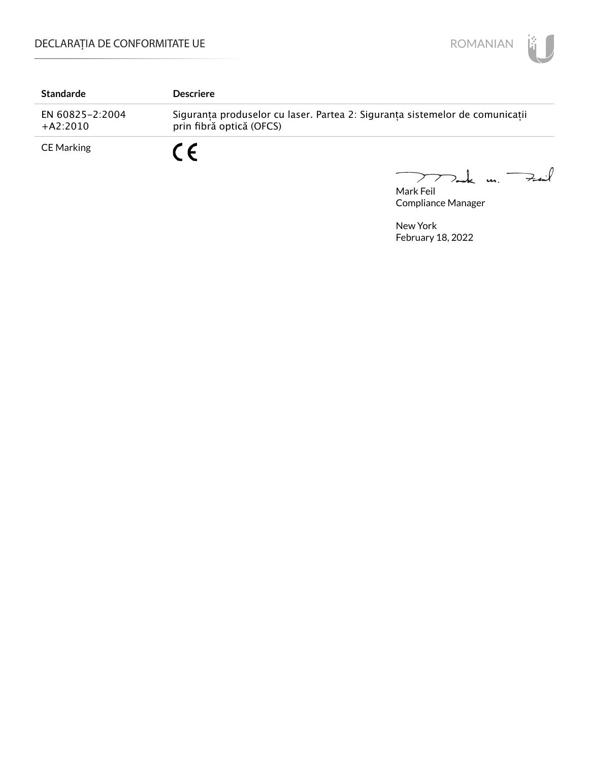| Standarde | Descriere |
| --- | --- |
| EN 60825-2:2004 +A2:2010 | Siguranța produselor cu laser. Partea 2: Siguranța sistemelor de comunicații prin fibră optică (OFCS) |
| CE Marking | CE |

Mark Feil
Compliance Manager

New York
February 18, 2022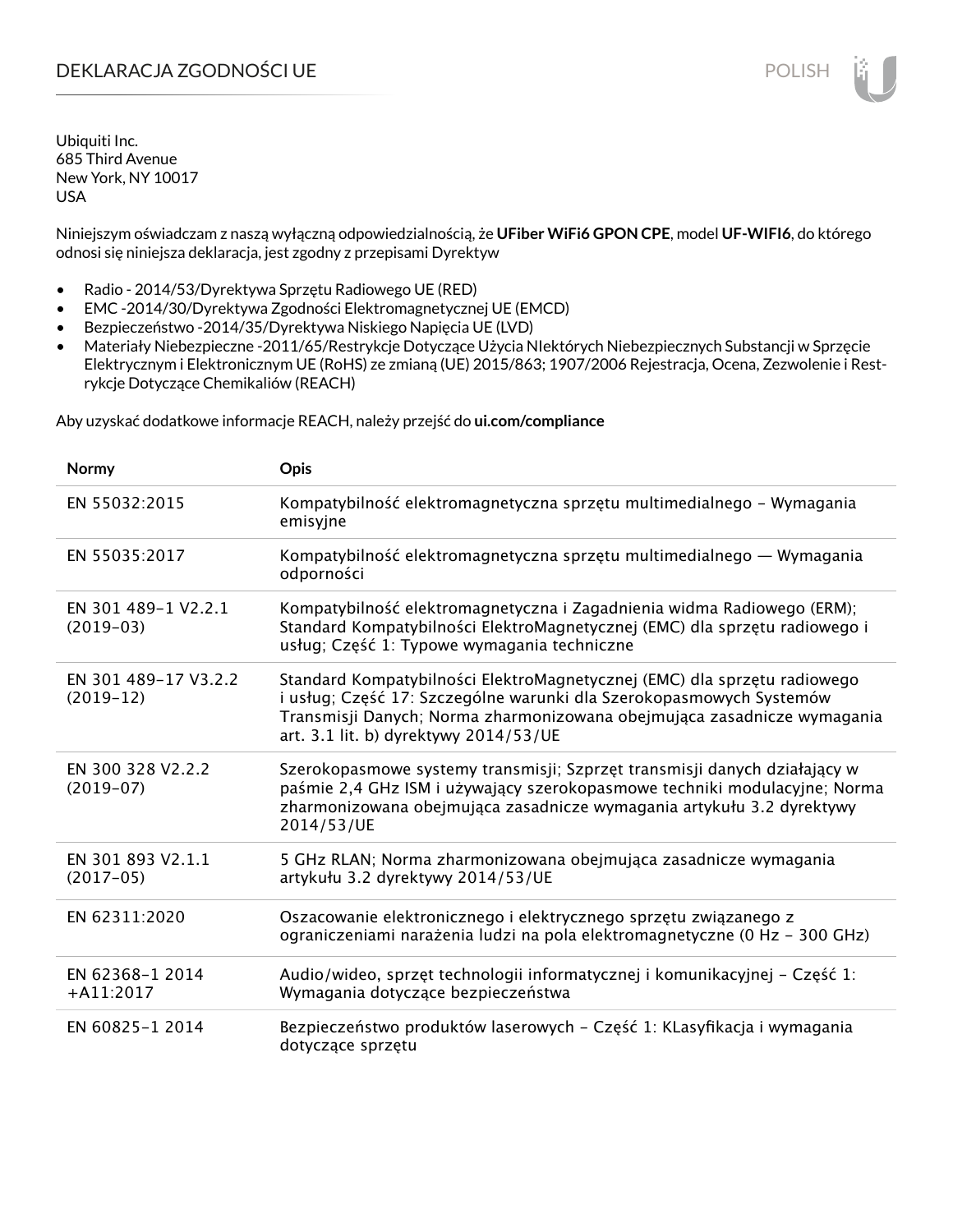# DEKLARACJA ZGODNOŚCI UE

Ubiquiti Inc.
685 Third Avenue
New York, NY 10017
USA

Niniejszym oświadczam z naszą wyłączną odpowiedzialnością, że **UFiber WiFi6 GPON CPE**, model **UF-WIFI6**, do którego odnosi się niniejsza deklaracja, jest zgodny z przepisami Dyrektyw

- Radio - 2014/53/Dyrektywa Sprzętu Radiowego UE (RED)
- EMC -2014/30/Dyrektywa Zgodności Elektromagnetycznej UE (EMCD)
- Bezpieczeństwo -2014/35/Dyrektywa Niskiego Napięcia UE (LVD)
- Materiały Niebezpieczne -2011/65/Restrykcje Dotyczące Użycia NIektórych Niebezpiecznych Substancji w Sprzęcie Elektrycznym i Elektronicznym UE (RoHS) ze zmianą (UE) 2015/863; 1907/2006 Rejestracja, Ocena, Zezwolenie i Restrykcje Dotyczące Chemikaliów (REACH)

Aby uzyskać dodatkowe informacje REACH, należy przejść do **ui.com/compliance**

| Normy | Opis |
|---|---|
| EN 55032:2015 | Kompatybilność elektromagnetyczna sprzętu multimedialnego – Wymagania emisyjne |
| EN 55035:2017 | Kompatybilność elektromagnetyczna sprzętu multimedialnego — Wymagania odporności |
| EN 301 489-1 V2.2.1 (2019-03) | Kompatybilność elektromagnetyczna i Zagadnienia widma Radiowego (ERM); Standard Kompatybilności ElektroMagnetycznej (EMC) dla sprzętu radiowego i usług; Część 1: Typowe wymagania techniczne |
| EN 301 489-17 V3.2.2 (2019-12) | Standard Kompatybilności ElektroMagnetycznej (EMC) dla sprzętu radiowego i usług; Część 17: Szczególne warunki dla Szerokopasmowych Systemów Transmisji Danych; Norma zharmonizowana obejmująca zasadnicze wymagania art. 3.1 lit. b) dyrektywy 2014/53/UE |
| EN 300 328 V2.2.2 (2019-07) | Szerokopasmowe systemy transmisji; Szprzęt transmisji danych działający w paśmie 2,4 GHz ISM i używający szerokopasmowe techniki modulacyjne; Norma zharmonizowana obejmująca zasadnicze wymagania artykułu 3.2 dyrektywy 2014/53/UE |
| EN 301 893 V2.1.1 (2017-05) | 5 GHz RLAN; Norma zharmonizowana obejmująca zasadnicze wymagania artykułu 3.2 dyrektywy 2014/53/UE |
| EN 62311:2020 | Oszacowanie elektronicznego i elektrycznego sprzętu związanego z ograniczeniami narażenia ludzi na pola elektromagnetyczne (0 Hz – 300 GHz) |
| EN 62368-1 2014 +A11:2017 | Audio/wideo, sprzęt technologii informatycznej i komunikacyjnej – Część 1: Wymagania dotyczące bezpieczeństwa |
| EN 60825-1 2014 | Bezpieczeństwo produktów laserowych – Część 1: KLasyfikacja i wymagania dotyczące sprzętu |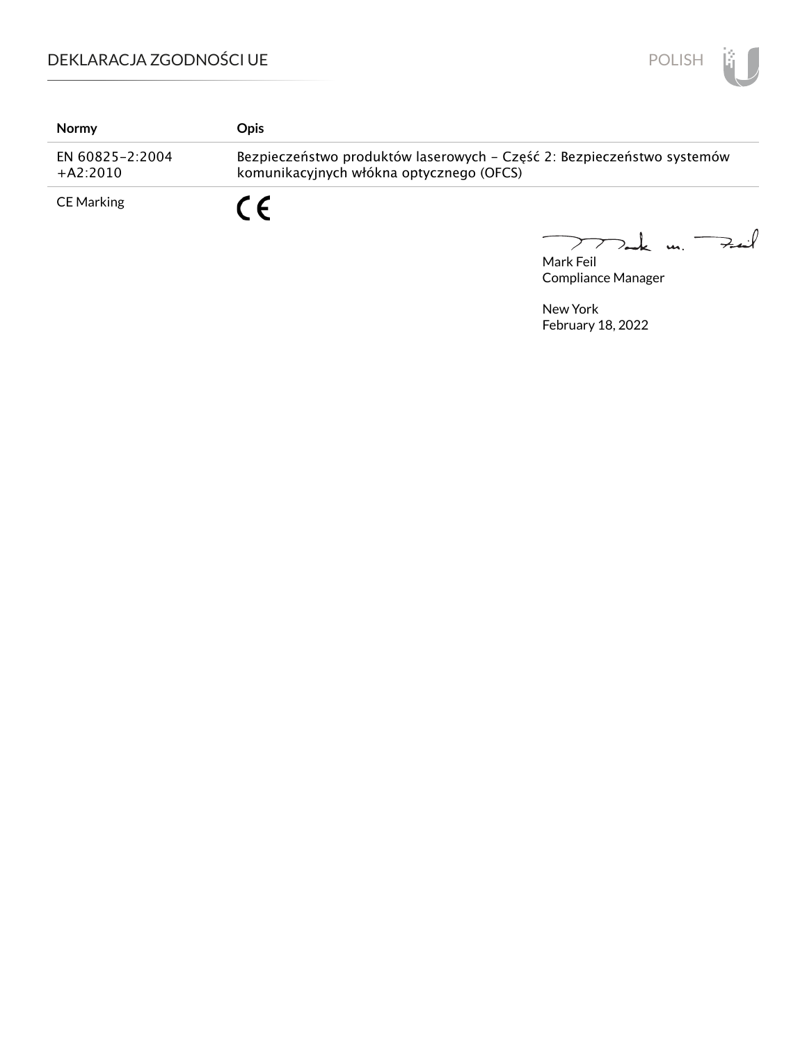| Normy | Opis |
| --- | --- |
| EN 60825-2:2004 +A2:2010 | Bezpieczeństwo produktów laserowych - Część 2: Bezpieczeństwo systemów komunikacyjnych włókna optycznego (OFCS) |
| CE Marking | CE |

Mark Feil
Compliance Manager

New York
February 18, 2022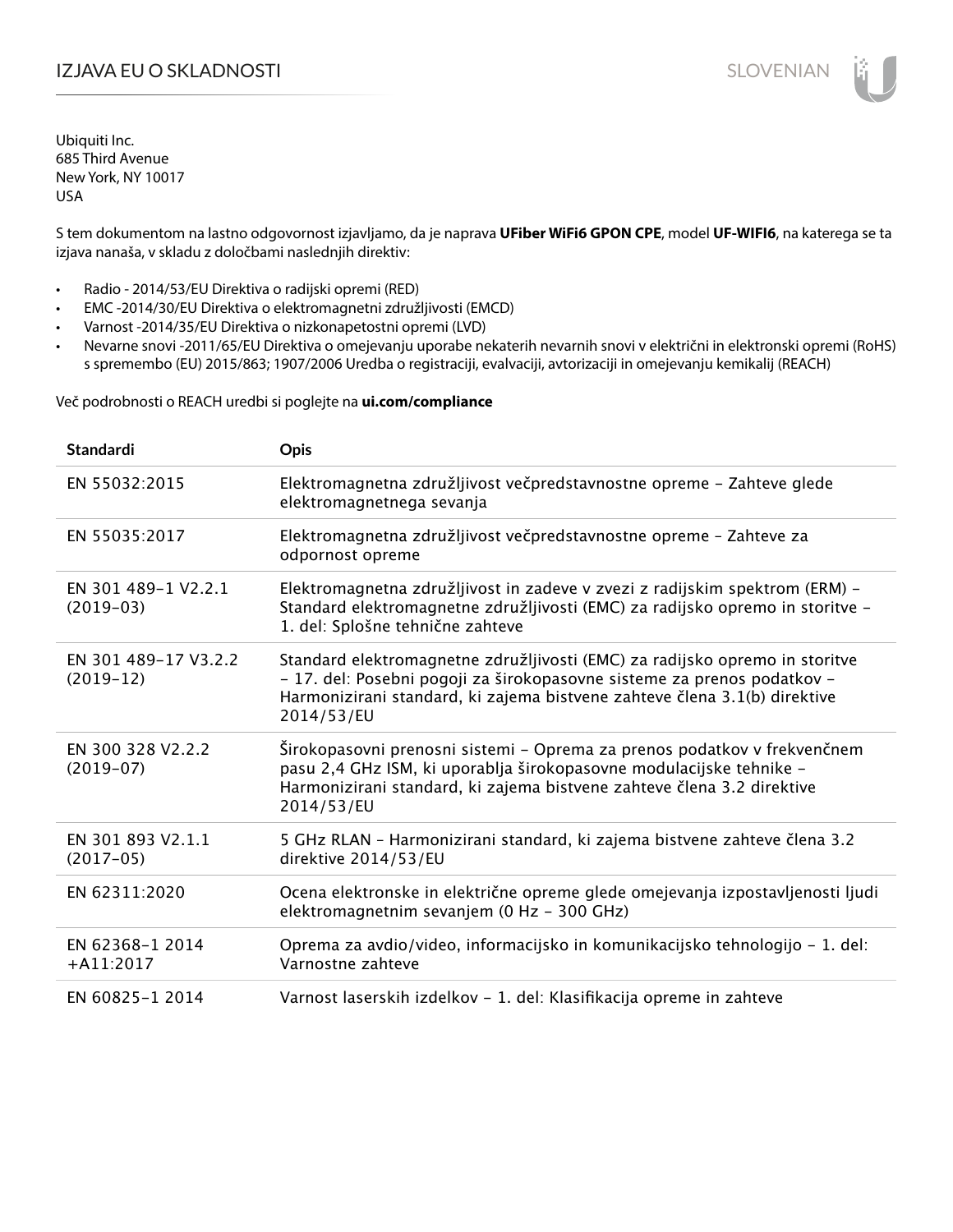# IZJAVA EU O SKLADNOSTI

Ubiquiti Inc.
685 Third Avenue
New York, NY 10017
USA

S tem dokumentom na lastno odgovornost izjavljamo, da je naprava **UFiber WiFi6 GPON CPE**, model **UF-WIFI6**, na katerega se ta izjava nanaša, v skladu z določbami naslednjih direktiv:

- Radio - 2014/53/EU Direktiva o radijski opremi (RED)
- EMC -2014/30/EU Direktiva o elektromagnetni združljivosti (EMCD)
- Varnost -2014/35/EU Direktiva o nizkonapetostni opremi (LVD)
- Nevarne snovi -2011/65/EU Direktiva o omejevanju uporabe nekaterih nevarnih snovi v električni in elektronski opremi (RoHS) s spremembo (EU) 2015/863; 1907/2006 Uredba o registraciji, evalvaciji, avtorizaciji in omejevanju kemikalij (REACH)

Več podrobnosti o REACH uredbi si poglejte na **ui.com/compliance**

| Standardi | Opis |
| --- | --- |
| EN 55032:2015 | Elektromagnetna združljivost večpredstavnostne opreme – Zahteve glede elektromagnetnega sevanja |
| EN 55035:2017 | Elektromagnetna združljivost večpredstavnostne opreme – Zahteve za odpornost opreme |
| EN 301 489-1 V2.2.1 (2019-03) | Elektromagnetna združljivost in zadeve v zvezi z radijskim spektrom (ERM) – Standard elektromagnetne združljivosti (EMC) za radijsko opremo in storitve – 1. del: Splošne tehnične zahteve |
| EN 301 489-17 V3.2.2 (2019-12) | Standard elektromagnetne združljivosti (EMC) za radijsko opremo in storitve – 17. del: Posebni pogoji za širokopasovne sisteme za prenos podatkov – Harmonizirani standard, ki zajema bistvene zahteve člena 3.1(b) direktive 2014/53/EU |
| EN 300 328 V2.2.2 (2019-07) | Širokopasovni prenosni sistemi – Oprema za prenos podatkov v frekvenčnem pasu 2,4 GHz ISM, ki uporablja širokopasovne modulacijske tehnike – Harmonizirani standard, ki zajema bistvene zahteve člena 3.2 direktive 2014/53/EU |
| EN 301 893 V2.1.1 (2017-05) | 5 GHz RLAN – Harmonizirani standard, ki zajema bistvene zahteve člena 3.2 direktive 2014/53/EU |
| EN 62311:2020 | Ocena elektronske in električne opreme glede omejevanja izpostavljenosti ljudi elektromagnetnim sevanjem (0 Hz – 300 GHz) |
| EN 62368-1 2014 +A11:2017 | Oprema za avdio/video, informacijsko in komunikacijsko tehnologijo – 1. del: Varnostne zahteve |
| EN 60825-1 2014 | Varnost laserskih izdelkov – 1. del: Klasifikacija opreme in zahteve |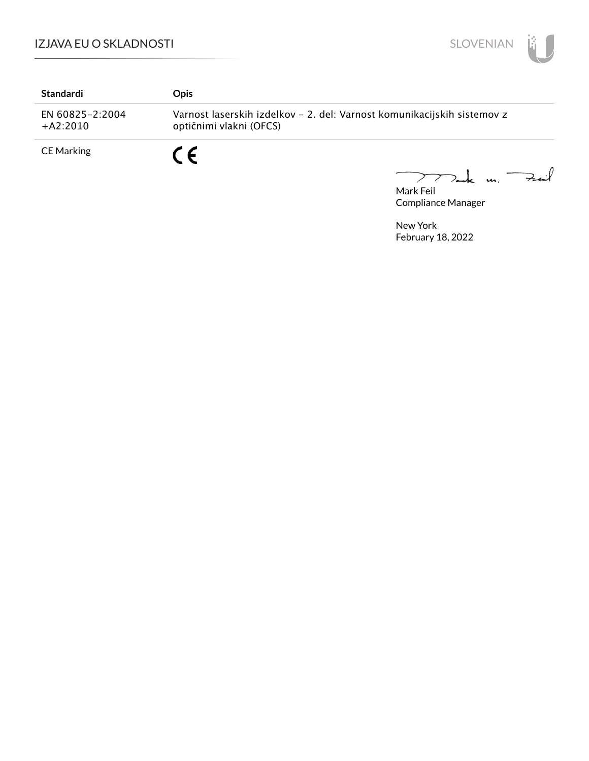| Standardi | Opis |
| --- | --- |
| EN 60825-2:2004 +A2:2010 | Varnost laserskih izdelkov - 2. del: Varnost komunikacijskih sistemov z optičnimi vlakni (OFCS) |
| CE Marking | CE |

Mark Feil
Compliance Manager

New York
February 18, 2022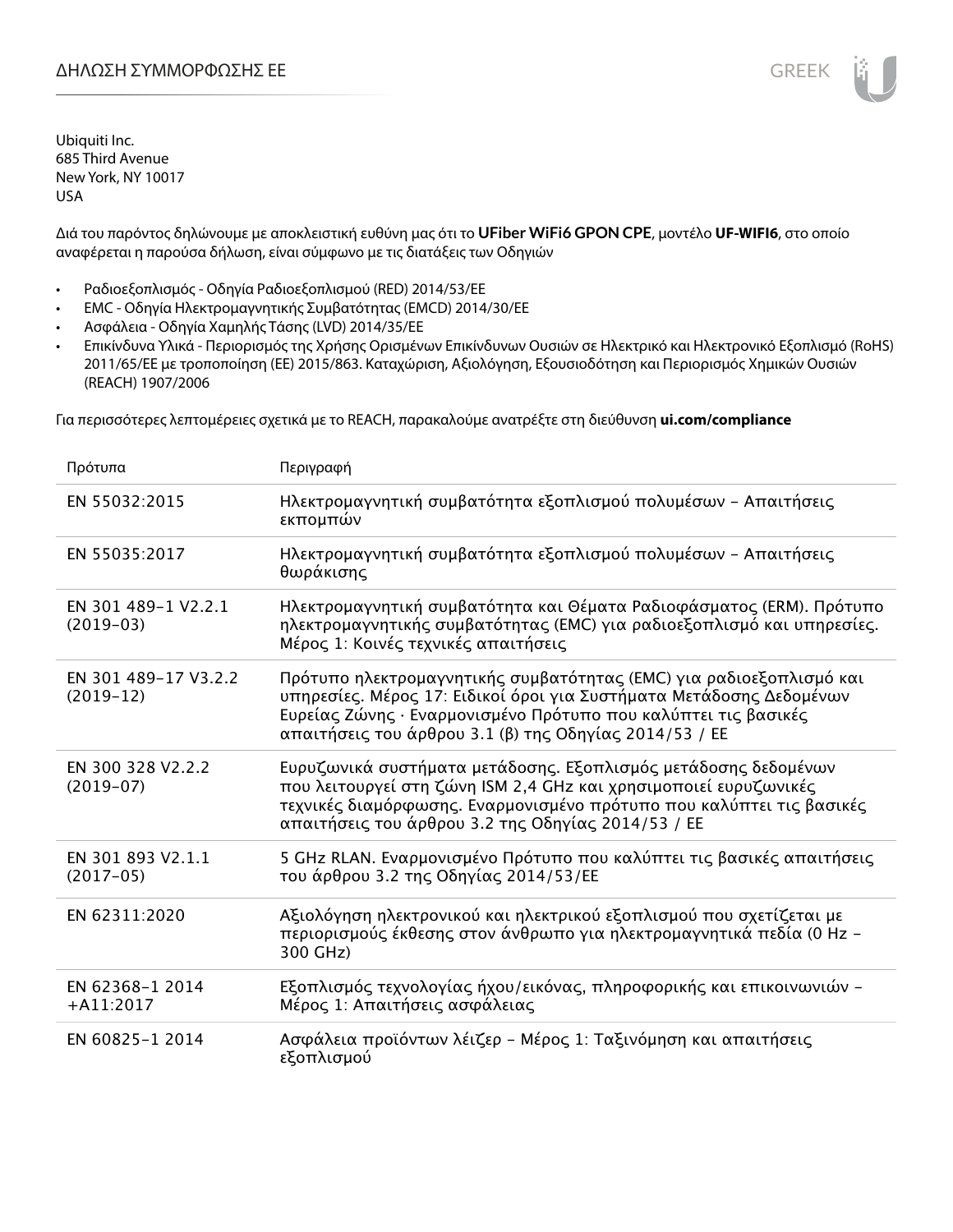ΔΗΛΩΣΗ ΣΥΜΜΟΡΦΩΣΗΣ ΕΕ

Ubiquiti Inc.
685 Third Avenue
New York, NY 10017
USA

Διά του παρόντος δηλώνουμε με αποκλειστική ευθύνη μας ότι το **UFiber WiFi6 GPON CPE**, μοντέλο **UF-WIFI6**, στο οποίο αναφέρεται η παρούσα δήλωση, είναι σύμφωνο με τις διατάξεις των Οδηγιών

- Ραδιοεξοπλισμός - Οδηγία Ραδιοεξοπλισμού (RED) 2014/53/ΕΕ
- EMC - Οδηγία Ηλεκτρομαγνητικής Συμβατότητας (EMCD) 2014/30/ΕΕ
- Ασφάλεια - Οδηγία Χαμηλής Τάσης (LVD) 2014/35/ΕΕ
- Επικίνδυνα Υλικά - Περιορισμός της Χρήσης Ορισμένων Επικίνδυνων Ουσιών σε Ηλεκτρικό και Ηλεκτρονικό Εξοπλισμό (RoHS) 2011/65/ΕΕ με τροποποίηση (ΕΕ) 2015/863. Καταχώριση, Αξιολόγηση, Εξουσιοδότηση και Περιορισμός Χημικών Ουσιών (REACH) 1907/2006

Για περισσότερες λεπτομέρειες σχετικά με το REACH, παρακαλούμε ανατρέξτε στη διεύθυνση **ui.com/compliance**

| Πρότυπα | Περιγραφή |
|---|---|
| EN 55032:2015 | Ηλεκτρομαγνητική συμβατότητα εξοπλισμού πολυμέσων – Απαιτήσεις εκπομπών |
| EN 55035:2017 | Ηλεκτρομαγνητική συμβατότητα εξοπλισμού πολυμέσων – Απαιτήσεις θωράκισης |
| EN 301 489-1 V2.2.1 (2019-03) | Ηλεκτρομαγνητική συμβατότητα και Θέματα Ραδιοφάσματος (ERM). Πρότυπο ηλεκτρομαγνητικής συμβατότητας (EMC) για ραδιοεξοπλισμό και υπηρεσίες. Μέρος 1: Κοινές τεχνικές απαιτήσεις |
| EN 301 489-17 V3.2.2 (2019-12) | Πρότυπο ηλεκτρομαγνητικής συμβατότητας (EMC) για ραδιοεξοπλισμό και υπηρεσίες. Μέρος 17: Ειδικοί όροι για Συστήματα Μετάδοσης Δεδομένων Ευρείας Ζώνης · Εναρμονισμένο Πρότυπο που καλύπτει τις βασικές απαιτήσεις του άρθρου 3.1 (β) της Οδηγίας 2014/53 / ΕΕ |
| EN 300 328 V2.2.2 (2019-07) | Ευρυζωνικά συστήματα μετάδοσης. Εξοπλισμός μετάδοσης δεδομένων που λειτουργεί στη ζώνη ISM 2,4 GHz και χρησιμοποιεί ευρυζωνικές τεχνικές διαμόρφωσης. Εναρμονισμένο πρότυπο που καλύπτει τις βασικές απαιτήσεις του άρθρου 3.2 της Οδηγίας 2014/53 / ΕΕ |
| EN 301 893 V2.1.1 (2017-05) | 5 GHz RLAN. Εναρμονισμένο Πρότυπο που καλύπτει τις βασικές απαιτήσεις του άρθρου 3.2 της Οδηγίας 2014/53/ΕΕ |
| EN 62311:2020 | Αξιολόγηση ηλεκτρονικού και ηλεκτρικού εξοπλισμού που σχετίζεται με περιορισμούς έκθεσης στον άνθρωπο για ηλεκτρομαγνητικά πεδία (0 Hz – 300 GHz) |
| EN 62368-1 2014 +A11:2017 | Εξοπλισμός τεχνολογίας ήχου/εικόνας, πληροφορικής και επικοινωνιών – Μέρος 1: Απαιτήσεις ασφάλειας |
| EN 60825-1 2014 | Ασφάλεια προϊόντων λέιζερ – Μέρος 1: Ταξινόμηση και απαιτήσεις εξοπλισμού |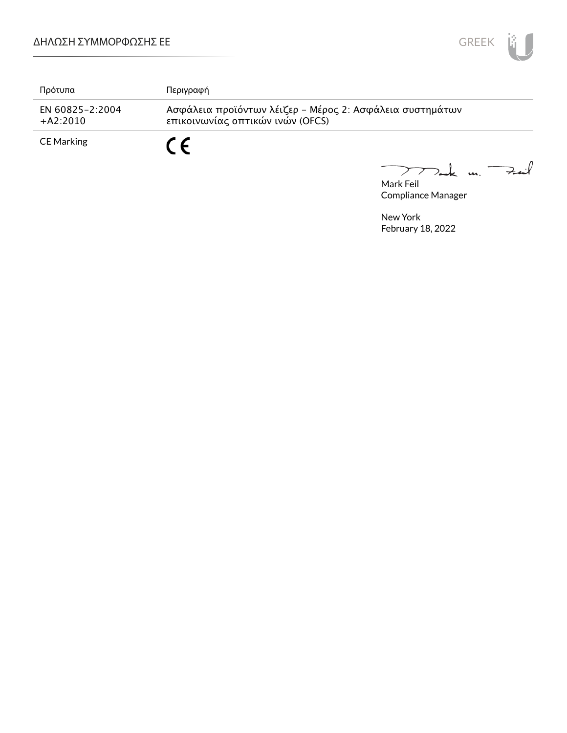| Πρότυπα | Περιγραφή |
| --- | --- |
| EN 60825-2:2004 +A2:2010 | Ασφάλεια προϊόντων λέιζερ - Μέρος 2: Ασφάλεια συστημάτων επικοινωνίας οπτικών ινών (OFCS) |
| CE Marking | CE |

Mark Feil
Compliance Manager

New York
February 18, 2022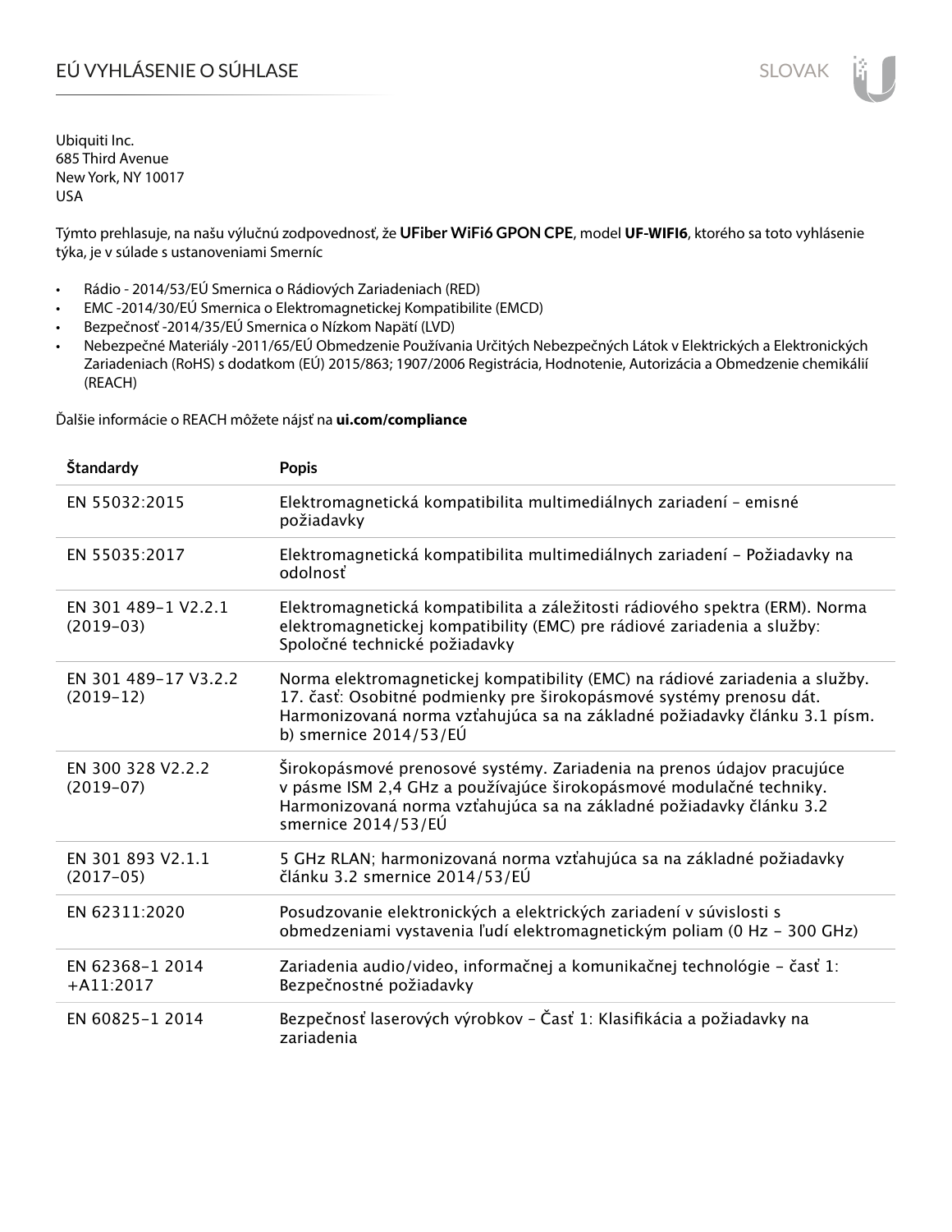# EÚ VYHLÁSENIE O SÚHLASE

Ubiquiti Inc.
685 Third Avenue
New York, NY 10017
USA

Týmto prehlasuje, na našu výlučnú zodpovednosť, že **UFiber WiFi6 GPON CPE**, model **UF-WIFI6**, ktorého sa toto vyhlásenie týka, je v súlade s ustanoveniami Smerníc

- Rádio - 2014/53/EÚ Smernica o Rádiových Zariadeniach (RED)
- EMC -2014/30/EÚ Smernica o Elektromagnetickej Kompatibilite (EMCD)
- Bezpečnosť -2014/35/EÚ Smernica o Nízkom Napätí (LVD)
- Nebezpečné Materiály -2011/65/EÚ Obmedzenie Používania Určitých Nebezpečných Látok v Elektrických a Elektronických Zariadeniach (RoHS) s dodatkom (EÚ) 2015/863; 1907/2006 Registrácia, Hodnotenie, Autorizácia a Obmedzenie chemikálií (REACH)

Ďalšie informácie o REACH môžete nájsť na **ui.com/compliance**

| Štandardy | Popis |
|---|---|
| EN 55032:2015 | Elektromagnetická kompatibilita multimediálnych zariadení - emisné požiadavky |
| EN 55035:2017 | Elektromagnetická kompatibilita multimediálnych zariadení - Požiadavky na odolnosť |
| EN 301 489-1 V2.2.1 (2019-03) | Elektromagnetická kompatibilita a záležitosti rádiového spektra (ERM). Norma elektromagnetickej kompatibility (EMC) pre rádiové zariadenia a služby: Spoločné technické požiadavky |
| EN 301 489-17 V3.2.2 (2019-12) | Norma elektromagnetickej kompatibility (EMC) na rádiové zariadenia a služby. 17. časť: Osobitné podmienky pre širokopásmové systémy prenosu dát. Harmonizovaná norma vzťahujúca sa na základné požiadavky článku 3.1 písm. b) smernice 2014/53/EÚ |
| EN 300 328 V2.2.2 (2019-07) | Širokopásmové prenosové systémy. Zariadenia na prenos údajov pracujúce v pásme ISM 2,4 GHz a používajúce širokopásmové modulačné techniky. Harmonizovaná norma vzťahujúca sa na základné požiadavky článku 3.2 smernice 2014/53/EÚ |
| EN 301 893 V2.1.1 (2017-05) | 5 GHz RLAN; harmonizovaná norma vzťahujúca sa na základné požiadavky článku 3.2 smernice 2014/53/EÚ |
| EN 62311:2020 | Posudzovanie elektronických a elektrických zariadení v súvislosti s obmedzeniami vystavenia ľudí elektromagnetickým poliam (0 Hz - 300 GHz) |
| EN 62368-1 2014 +A11:2017 | Zariadenia audio/video, informačnej a komunikačnej technológie - časť 1: Bezpečnostné požiadavky |
| EN 60825-1 2014 | Bezpečnosť laserových výrobkov - Časť 1: Klasifikácia a požiadavky na zariadenia |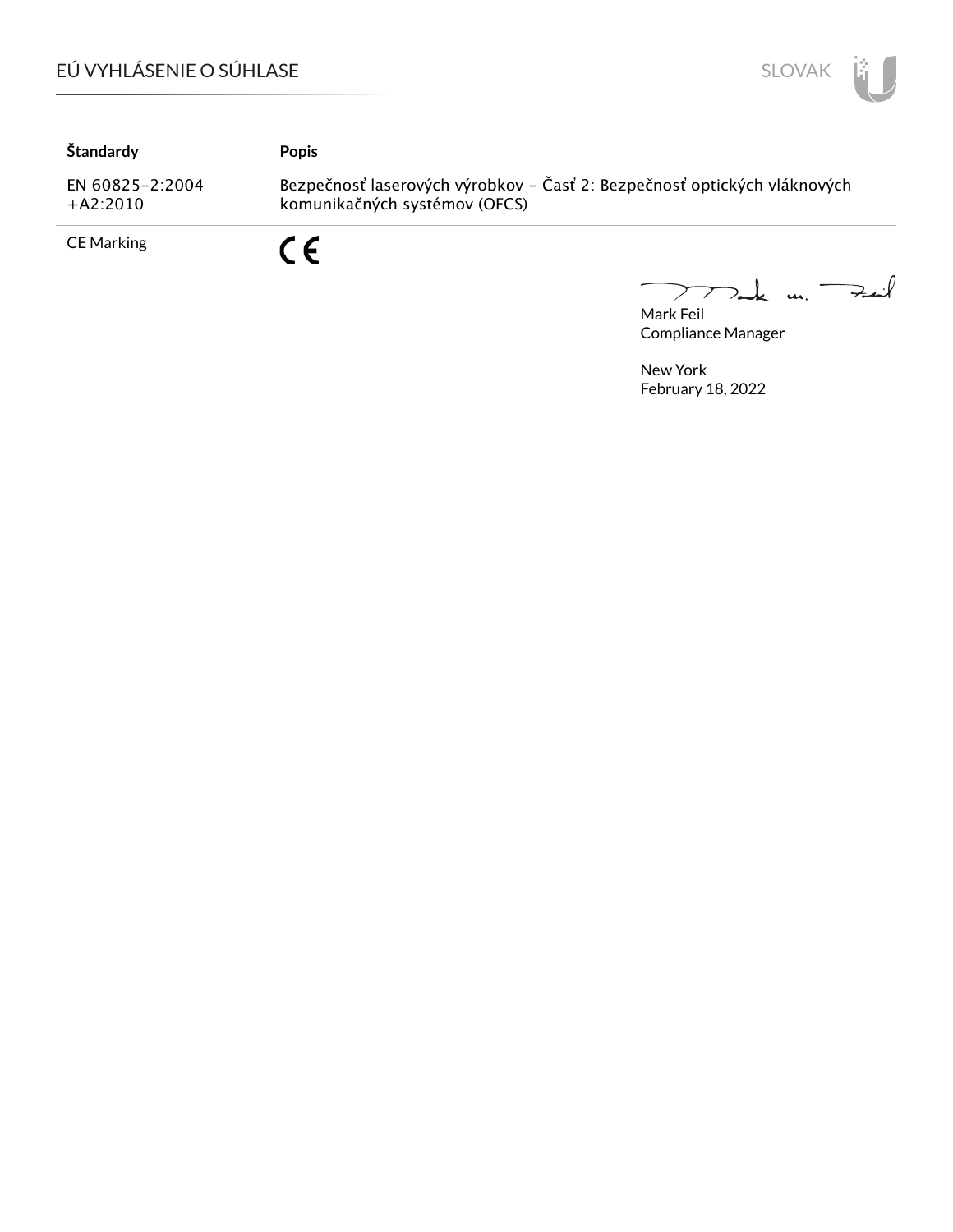| Štandardy | Popis |
| --- | --- |
| EN 60825-2:2004 +A2:2010 | Bezpečnosť laserových výrobkov - Časť 2: Bezpečnosť optických vláknových komunikačných systémov (OFCS) |
| CE Marking | CE |

Mark Feil
Compliance Manager

New York
February 18, 2022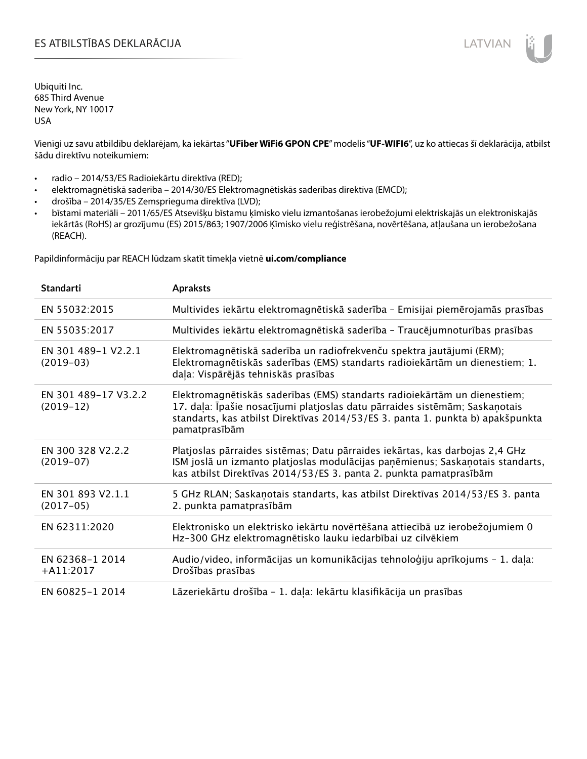# ES ATBILSTĪBAS DEKLARĀCIJA

Ubiquiti Inc.
685 Third Avenue
New York, NY 10017
USA

Vienīgi uz savu atbildību deklarējam, ka iekārtas "**UFiber WiFi6 GPON CPE**" modelis "**UF-WIFI6**", uz ko attiecas šī deklarācija, atbilst šādu direktīvu noteikumiem:

- radio – 2014/53/ES Radioiekārtu direktīva (RED);
- elektromagnētiskā saderība – 2014/30/ES Elektromagnētiskās saderības direktīva (EMCD);
- drošība – 2014/35/ES Zemsprieguma direktīva (LVD);
- bīstami materiāli – 2011/65/ES Atsevišķu bīstamu ķīmisko vielu izmantošanas ierobežojumi elektriskajās un elektroniskajās iekārtās (RoHS) ar grozījumu (ES) 2015/863; 1907/2006 Ķīmisko vielu reģistrēšana, novērtēšana, atļaušana un ierobežošana (REACH).

Papildinformāciju par REACH lūdzam skatīt tīmekļa vietnē **ui.com/compliance**

| Standarti | Apraksts |
|---|---|
| EN 55032:2015 | Multivides iekārtu elektromagnētiskā saderība – Emisijai piemērojamās prasības |
| EN 55035:2017 | Multivides iekārtu elektromagnētiskā saderība – Traucējumnoturības prasības |
| EN 301 489-1 V2.2.1 (2019-03) | Elektromagnētiskā saderība un radiofrekvenču spektra jautājumi (ERM); Elektromagnētiskās saderības (EMS) standarts radioiekārtām un dienestiem; 1. daļa: Vispārējās tehniskās prasības |
| EN 301 489-17 V3.2.2 (2019-12) | Elektromagnētiskās saderības (EMS) standarts radioiekārtām un dienestiem; 17. daļa: Īpašie nosacījumi platjoslas datu pārraides sistēmām; Saskaņotais standarts, kas atbilst Direktīvas 2014/53/ES 3. panta 1. punkta b) apakšpunkta pamatprasībām |
| EN 300 328 V2.2.2 (2019-07) | Platjoslas pārraides sistēmas; Datu pārraides iekārtas, kas darbojas 2,4 GHz ISM joslā un izmanto platjoslas modulācijas paņēmienus; Saskaņotais standarts, kas atbilst Direktīvas 2014/53/ES 3. panta 2. punkta pamatprasībām |
| EN 301 893 V2.1.1 (2017-05) | 5 GHz RLAN; Saskaņotais standarts, kas atbilst Direktīvas 2014/53/ES 3. panta 2. punkta pamatprasībām |
| EN 62311:2020 | Elektronisko un elektrisko iekārtu novērtēšana attiecībā uz ierobežojumiem 0 Hz-300 GHz elektromagnētisko lauku iedarbībai uz cilvēkiem |
| EN 62368-1 2014 +A11:2017 | Audio/video, informācijas un komunikācijas tehnoloģiju aprīkojums – 1. daļa: Drošības prasības |
| EN 60825-1 2014 | Lāzeriekārtu drošība – 1. daļa: Iekārtu klasifikācija un prasības |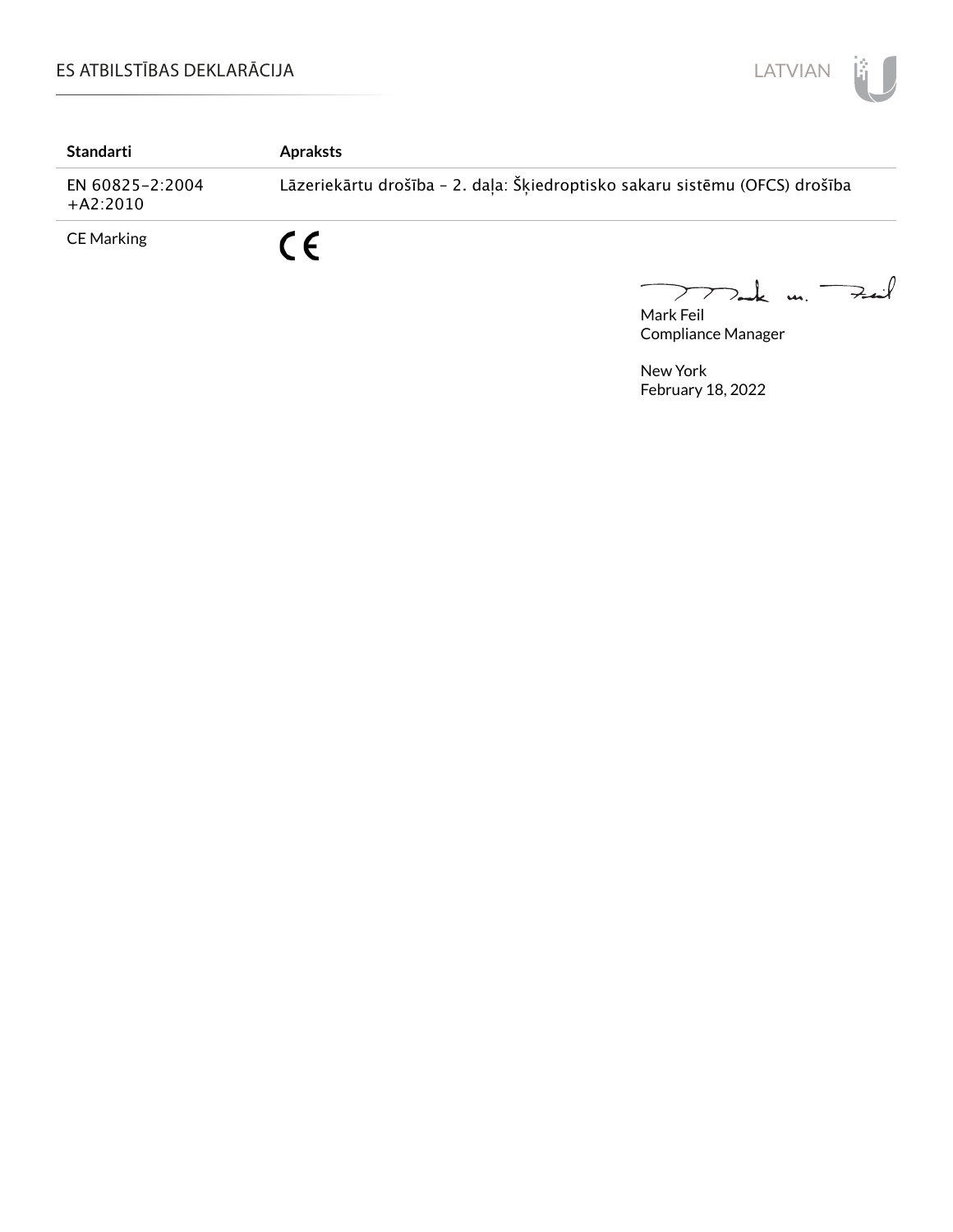## ES ATBILSTĪBAS DEKLARĀCIJA

| Standarti | Apraksts |
|---|---|
| EN 60825-2:2004 +A2:2010 | Lāzeriekārtu drošība - 2. daļa: Šķiedroptisko sakaru sistēmu (OFCS) drošība |
| CE Marking | CE |

Mark Feil
Compliance Manager

New York
February 18, 2022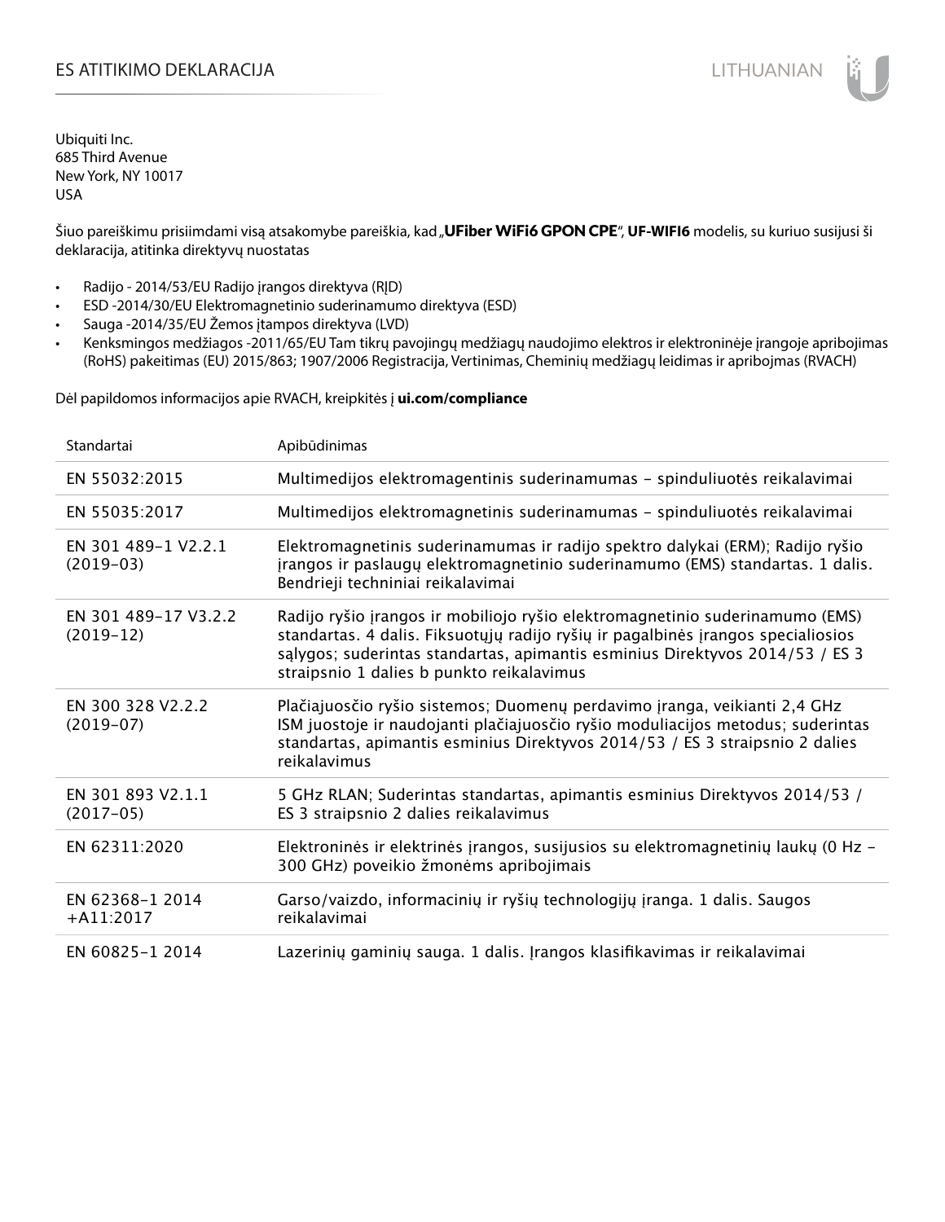# ES ATITIKIMO DEKLARACIJA

Ubiquiti Inc.
685 Third Avenue
New York, NY 10017
USA

Šiuo pareiškimu prisiimdami visą atsakomybe pareiškia, kad „**UFiber WiFi6 GPON CPE**“, **UF-WIFI6** modelis, su kuriuo susijusi ši deklaracija, atitinka direktyvų nuostatas

- Radijo - 2014/53/EU Radijo įrangos direktyva (RĮD)
- ESD -2014/30/EU Elektromagnetinio suderinamumo direktyva (ESD)
- Sauga -2014/35/EU Žemos įtampos direktyva (LVD)
- Kenksmingos medžiagos -2011/65/EU Tam tikrų pavojingų medžiagų naudojimo elektros ir elektroninėje įrangoje apribojimas (RoHS) pakeitimas (EU) 2015/863; 1907/2006 Registracija, Vertinimas, Cheminių medžiagų leidimas ir apribojmas (RVACH)

Dėl papildomos informacijos apie RVACH, kreipkitės į **ui.com/compliance**

| Standartai | Apibūdinimas |
|---|---|
| EN 55032:2015 | Multimedijos elektromagentinis suderinamumas – spinduliuotės reikalavimai |
| EN 55035:2017 | Multimedijos elektromagnetinis suderinamumas – spinduliuotės reikalavimai |
| EN 301 489-1 V2.2.1 (2019-03) | Elektromagnetinis suderinamumas ir radijo spektro dalykai (ERM); Radijo ryšio įrangos ir paslaugų elektromagnetinio suderinamumo (EMS) standartas. 1 dalis. Bendrieji techniniai reikalavimai |
| EN 301 489-17 V3.2.2 (2019-12) | Radijo ryšio įrangos ir mobiliojo ryšio elektromagnetinio suderinamumo (EMS) standartas. 4 dalis. Fiksuotųjų radijo ryšių ir pagalbinės įrangos specialiosios sąlygos; suderintas standartas, apimantis esminius Direktyvos 2014/53 / ES 3 straipsnio 1 dalies b punkto reikalavimus |
| EN 300 328 V2.2.2 (2019-07) | Plačiajuosčio ryšio sistemos; Duomenų perdavimo įranga, veikianti 2,4 GHz ISM juostoje ir naudojanti plačiajuosčio ryšio moduliacijos metodus; suderintas standartas, apimantis esminius Direktyvos 2014/53 / ES 3 straipsnio 2 dalies reikalavimus |
| EN 301 893 V2.1.1 (2017-05) | 5 GHz RLAN; Suderintas standartas, apimantis esminius Direktyvos 2014/53 / ES 3 straipsnio 2 dalies reikalavimus |
| EN 62311:2020 | Elektroninės ir elektrinės įrangos, susijusios su elektromagnetinių laukų (0 Hz – 300 GHz) poveikio žmonėms apribojimais |
| EN 62368-1 2014 +A11:2017 | Garso/vaizdo, informacinių ir ryšių technologijų įranga. 1 dalis. Saugos reikalavimai |
| EN 60825-1 2014 | Lazerinių gaminių sauga. 1 dalis. Įrangos klasifikavimas ir reikalavimai |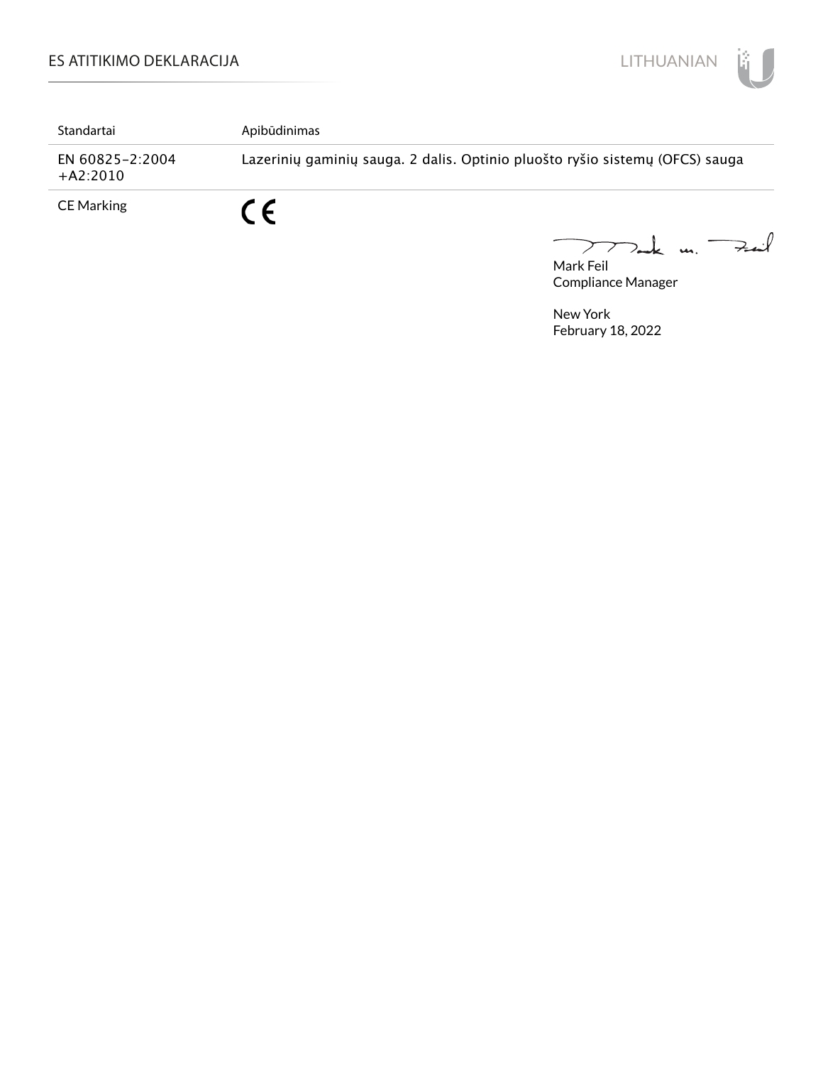| Standartai | Apibūdinimas |
|---|---|
| EN 60825-2:2004 +A2:2010 | Lazerinių gaminių sauga. 2 dalis. Optinio pluošto ryšio sistemų (OFCS) sauga |
| CE Marking | CE |

Mark Feil
Compliance Manager

New York
February 18, 2022